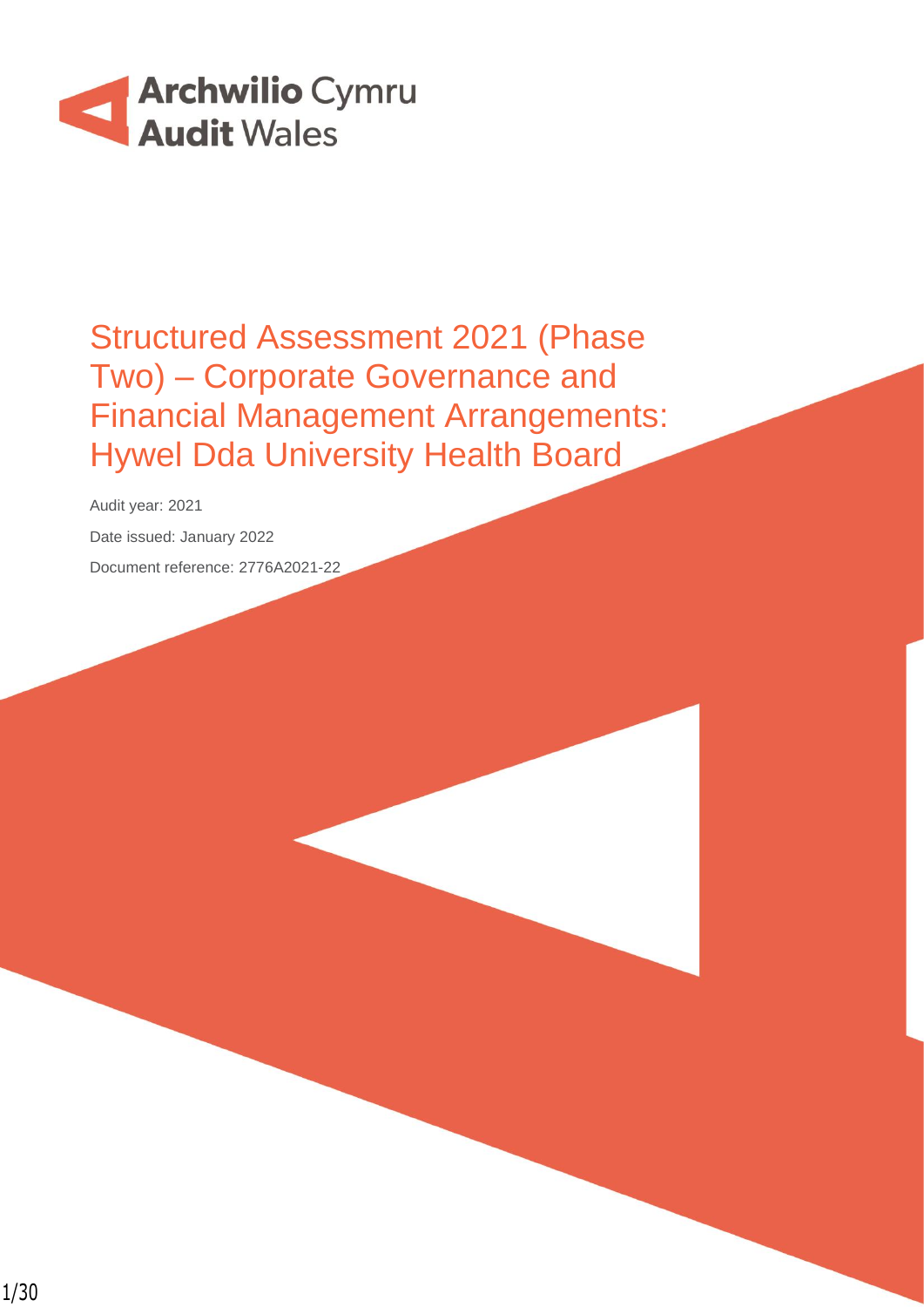Archwilio Cymru
Audit Wales

# Structured Assessment 2021 (Phase Two) – Corporate Governance and Financial Management Arrangements: Hywel Dda University Health Board

Audit year: 2021

Date issued: January 2022

Document reference: 2776A2021-22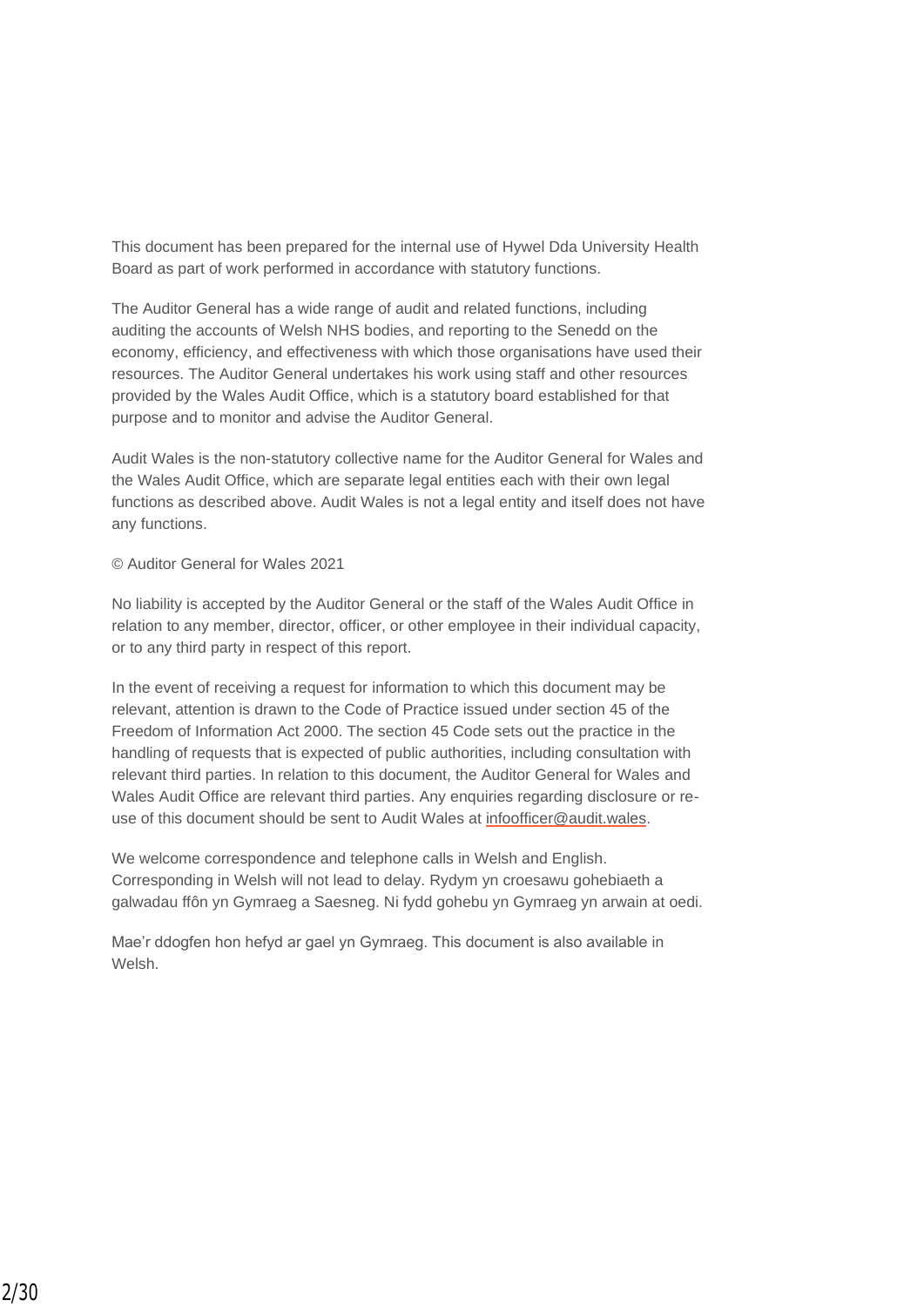This document has been prepared for the internal use of Hywel Dda University Health Board as part of work performed in accordance with statutory functions.

The Auditor General has a wide range of audit and related functions, including auditing the accounts of Welsh NHS bodies, and reporting to the Senedd on the economy, efficiency, and effectiveness with which those organisations have used their resources. The Auditor General undertakes his work using staff and other resources provided by the Wales Audit Office, which is a statutory board established for that purpose and to monitor and advise the Auditor General.

Audit Wales is the non-statutory collective name for the Auditor General for Wales and the Wales Audit Office, which are separate legal entities each with their own legal functions as described above. Audit Wales is not a legal entity and itself does not have any functions.

© Auditor General for Wales 2021

No liability is accepted by the Auditor General or the staff of the Wales Audit Office in relation to any member, director, officer, or other employee in their individual capacity, or to any third party in respect of this report.

In the event of receiving a request for information to which this document may be relevant, attention is drawn to the Code of Practice issued under section 45 of the Freedom of Information Act 2000. The section 45 Code sets out the practice in the handling of requests that is expected of public authorities, including consultation with relevant third parties. In relation to this document, the Auditor General for Wales and Wales Audit Office are relevant third parties. Any enquiries regarding disclosure or re-use of this document should be sent to Audit Wales at infoofficer@audit.wales.

We welcome correspondence and telephone calls in Welsh and English. Corresponding in Welsh will not lead to delay. Rydym yn croesawu gohebiaeth a galwadau ffôn yn Gymraeg a Saesneg. Ni fydd gohebu yn Gymraeg yn arwain at oedi.

Mae'r ddogfen hon hefyd ar gael yn Gymraeg. This document is also available in Welsh.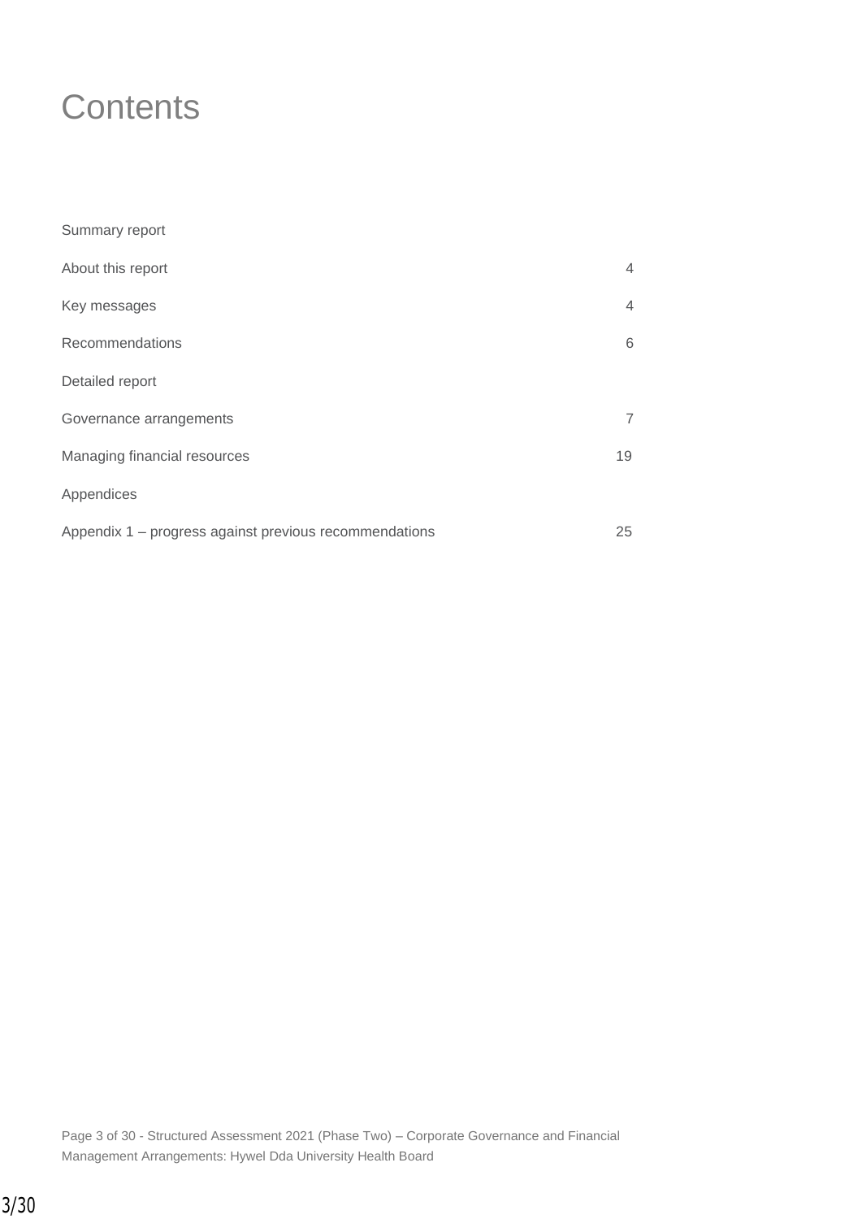# Contents

Summary report

| | |
|---|---|
| About this report | 4 |
| Key messages | 4 |
| Recommendations | 6 |

Detailed report

| | |
|---|---|
| Governance arrangements | 7 |
| Managing financial resources | 19 |

Appendices

| | |
|---|---|
| Appendix 1 – progress against previous recommendations | 25 |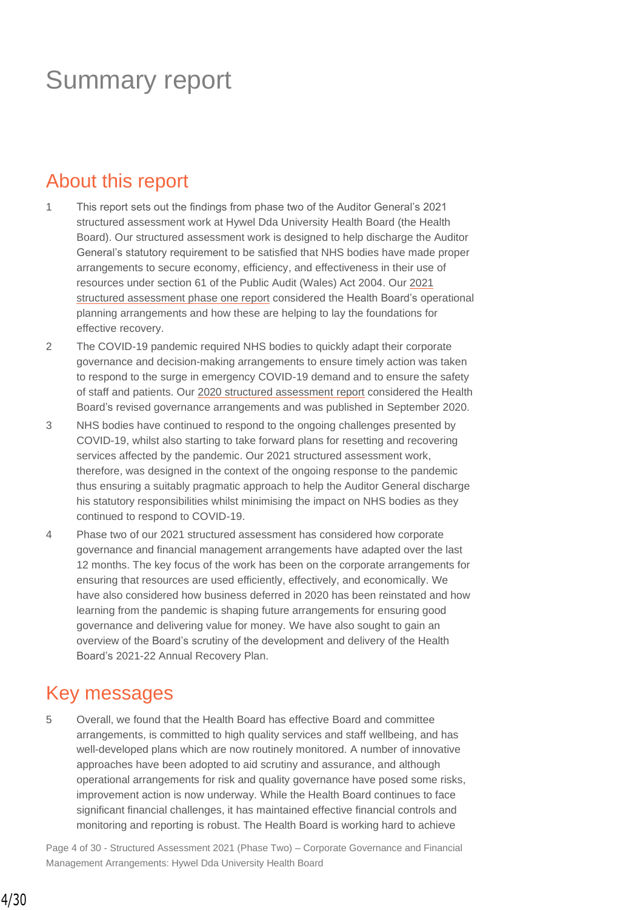# Summary report

## About this report

1 This report sets out the findings from phase two of the Auditor General's 2021 structured assessment work at Hywel Dda University Health Board (the Health Board). Our structured assessment work is designed to help discharge the Auditor General's statutory requirement to be satisfied that NHS bodies have made proper arrangements to secure economy, efficiency, and effectiveness in their use of resources under section 61 of the Public Audit (Wales) Act 2004. Our 2021 structured assessment phase one report considered the Health Board's operational planning arrangements and how these are helping to lay the foundations for effective recovery.

2 The COVID-19 pandemic required NHS bodies to quickly adapt their corporate governance and decision-making arrangements to ensure timely action was taken to respond to the surge in emergency COVID-19 demand and to ensure the safety of staff and patients. Our 2020 structured assessment report considered the Health Board's revised governance arrangements and was published in September 2020.

3 NHS bodies have continued to respond to the ongoing challenges presented by COVID-19, whilst also starting to take forward plans for resetting and recovering services affected by the pandemic. Our 2021 structured assessment work, therefore, was designed in the context of the ongoing response to the pandemic thus ensuring a suitably pragmatic approach to help the Auditor General discharge his statutory responsibilities whilst minimising the impact on NHS bodies as they continued to respond to COVID-19.

4 Phase two of our 2021 structured assessment has considered how corporate governance and financial management arrangements have adapted over the last 12 months. The key focus of the work has been on the corporate arrangements for ensuring that resources are used efficiently, effectively, and economically. We have also considered how business deferred in 2020 has been reinstated and how learning from the pandemic is shaping future arrangements for ensuring good governance and delivering value for money. We have also sought to gain an overview of the Board's scrutiny of the development and delivery of the Health Board's 2021-22 Annual Recovery Plan.

## Key messages

5 Overall, we found that the Health Board has effective Board and committee arrangements, is committed to high quality services and staff wellbeing, and has well-developed plans which are now routinely monitored. A number of innovative approaches have been adopted to aid scrutiny and assurance, and although operational arrangements for risk and quality governance have posed some risks, improvement action is now underway. While the Health Board continues to face significant financial challenges, it has maintained effective financial controls and monitoring and reporting is robust. The Health Board is working hard to achieve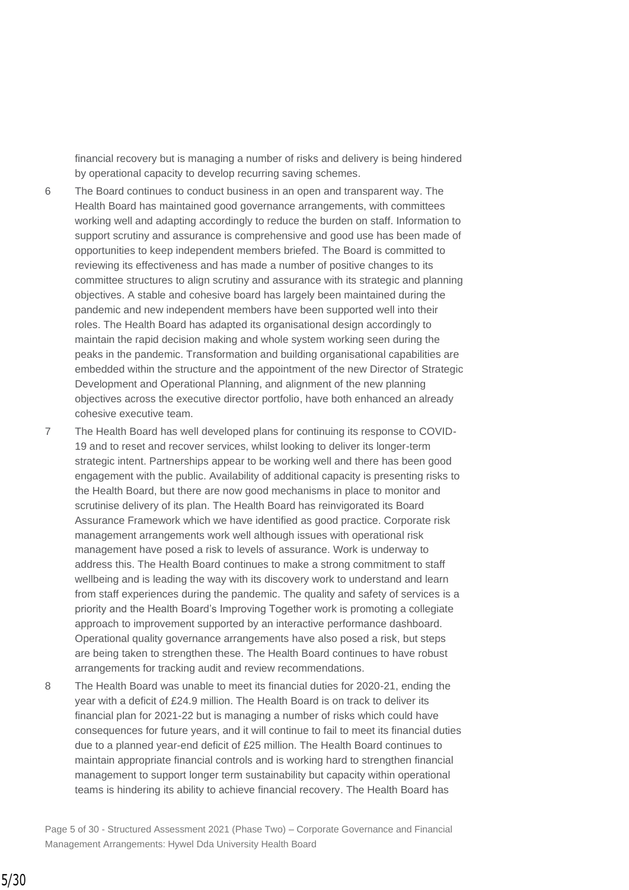financial recovery but is managing a number of risks and delivery is being hindered by operational capacity to develop recurring saving schemes.

6 The Board continues to conduct business in an open and transparent way. The Health Board has maintained good governance arrangements, with committees working well and adapting accordingly to reduce the burden on staff. Information to support scrutiny and assurance is comprehensive and good use has been made of opportunities to keep independent members briefed. The Board is committed to reviewing its effectiveness and has made a number of positive changes to its committee structures to align scrutiny and assurance with its strategic and planning objectives. A stable and cohesive board has largely been maintained during the pandemic and new independent members have been supported well into their roles. The Health Board has adapted its organisational design accordingly to maintain the rapid decision making and whole system working seen during the peaks in the pandemic. Transformation and building organisational capabilities are embedded within the structure and the appointment of the new Director of Strategic Development and Operational Planning, and alignment of the new planning objectives across the executive director portfolio, have both enhanced an already cohesive executive team.

7 The Health Board has well developed plans for continuing its response to COVID-19 and to reset and recover services, whilst looking to deliver its longer-term strategic intent. Partnerships appear to be working well and there has been good engagement with the public. Availability of additional capacity is presenting risks to the Health Board, but there are now good mechanisms in place to monitor and scrutinise delivery of its plan. The Health Board has reinvigorated its Board Assurance Framework which we have identified as good practice. Corporate risk management arrangements work well although issues with operational risk management have posed a risk to levels of assurance. Work is underway to address this. The Health Board continues to make a strong commitment to staff wellbeing and is leading the way with its discovery work to understand and learn from staff experiences during the pandemic. The quality and safety of services is a priority and the Health Board's Improving Together work is promoting a collegiate approach to improvement supported by an interactive performance dashboard. Operational quality governance arrangements have also posed a risk, but steps are being taken to strengthen these. The Health Board continues to have robust arrangements for tracking audit and review recommendations.

8 The Health Board was unable to meet its financial duties for 2020-21, ending the year with a deficit of £24.9 million. The Health Board is on track to deliver its financial plan for 2021-22 but is managing a number of risks which could have consequences for future years, and it will continue to fail to meet its financial duties due to a planned year-end deficit of £25 million. The Health Board continues to maintain appropriate financial controls and is working hard to strengthen financial management to support longer term sustainability but capacity within operational teams is hindering its ability to achieve financial recovery. The Health Board has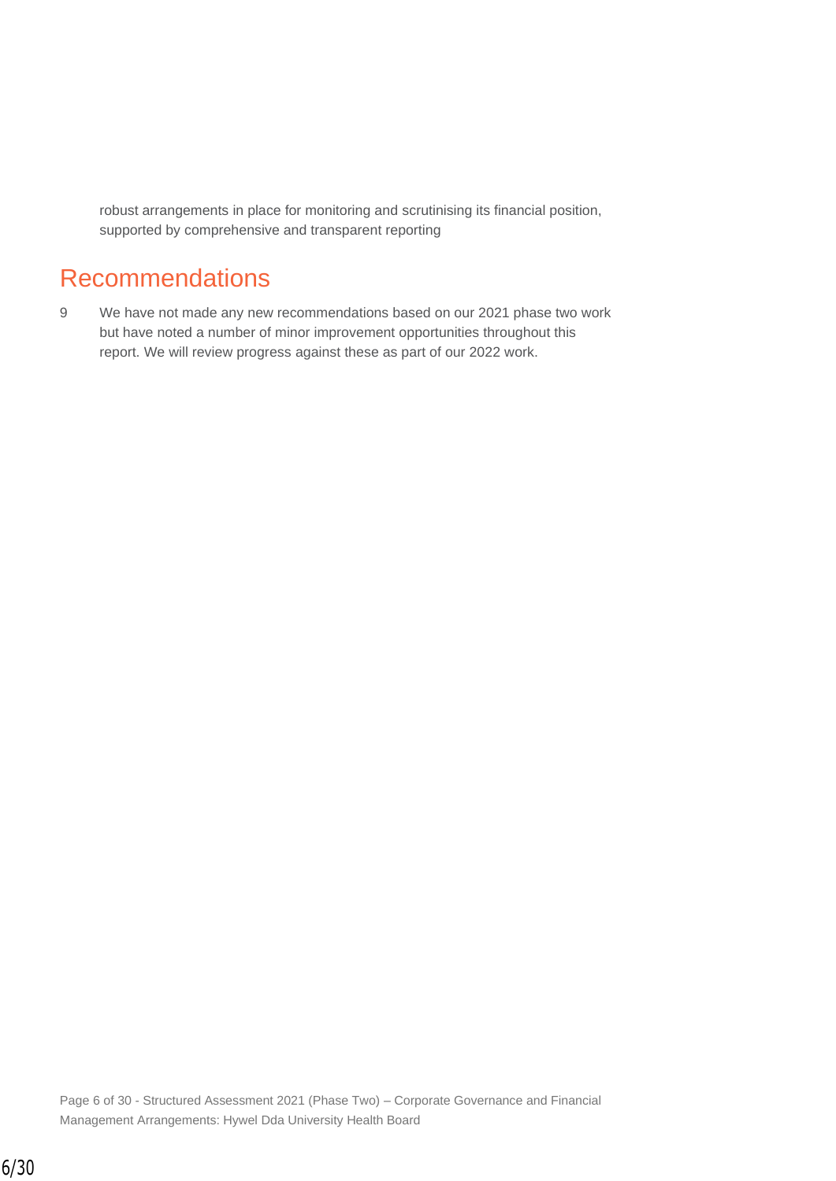robust arrangements in place for monitoring and scrutinising its financial position, supported by comprehensive and transparent reporting

## Recommendations

9 We have not made any new recommendations based on our 2021 phase two work but have noted a number of minor improvement opportunities throughout this report. We will review progress against these as part of our 2022 work.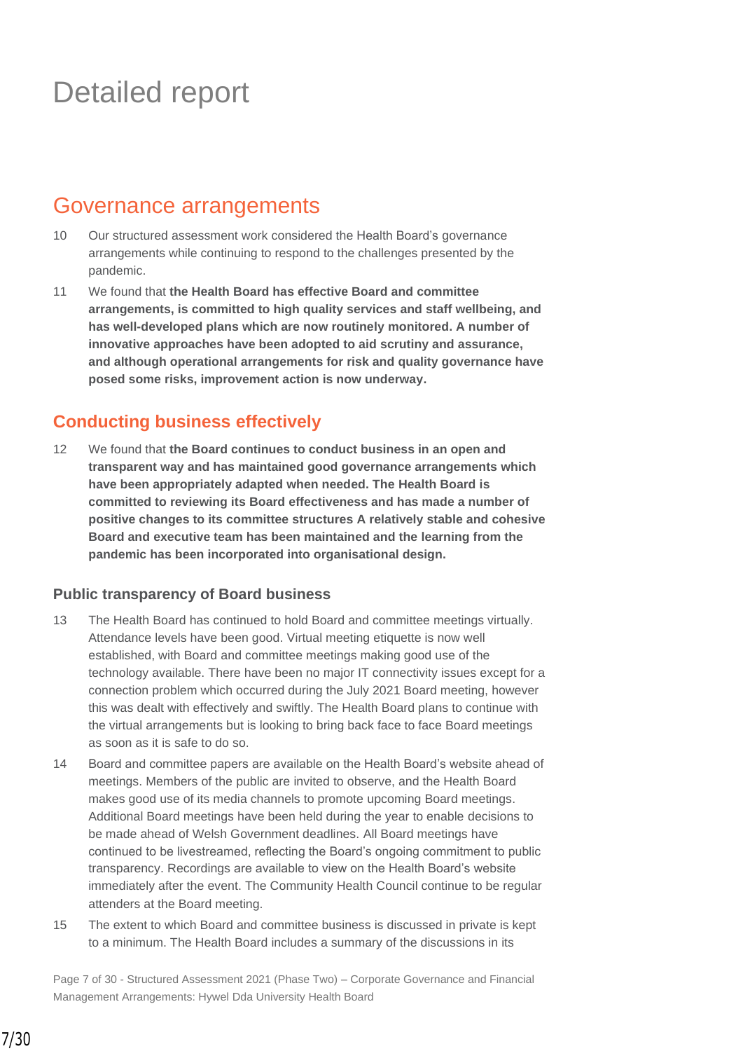# Detailed report

## Governance arrangements

10 Our structured assessment work considered the Health Board's governance arrangements while continuing to respond to the challenges presented by the pandemic.

11 We found that **the Health Board has effective Board and committee arrangements, is committed to high quality services and staff wellbeing, and has well-developed plans which are now routinely monitored. A number of innovative approaches have been adopted to aid scrutiny and assurance, and although operational arrangements for risk and quality governance have posed some risks, improvement action is now underway.**

## Conducting business effectively

12 We found that **the Board continues to conduct business in an open and transparent way and has maintained good governance arrangements which have been appropriately adapted when needed. The Health Board is committed to reviewing its Board effectiveness and has made a number of positive changes to its committee structures A relatively stable and cohesive Board and executive team has been maintained and the learning from the pandemic has been incorporated into organisational design.**

### Public transparency of Board business

13 The Health Board has continued to hold Board and committee meetings virtually. Attendance levels have been good. Virtual meeting etiquette is now well established, with Board and committee meetings making good use of the technology available. There have been no major IT connectivity issues except for a connection problem which occurred during the July 2021 Board meeting, however this was dealt with effectively and swiftly. The Health Board plans to continue with the virtual arrangements but is looking to bring back face to face Board meetings as soon as it is safe to do so.

14 Board and committee papers are available on the Health Board's website ahead of meetings. Members of the public are invited to observe, and the Health Board makes good use of its media channels to promote upcoming Board meetings. Additional Board meetings have been held during the year to enable decisions to be made ahead of Welsh Government deadlines. All Board meetings have continued to be livestreamed, reflecting the Board's ongoing commitment to public transparency. Recordings are available to view on the Health Board's website immediately after the event. The Community Health Council continue to be regular attenders at the Board meeting.

15 The extent to which Board and committee business is discussed in private is kept to a minimum. The Health Board includes a summary of the discussions in its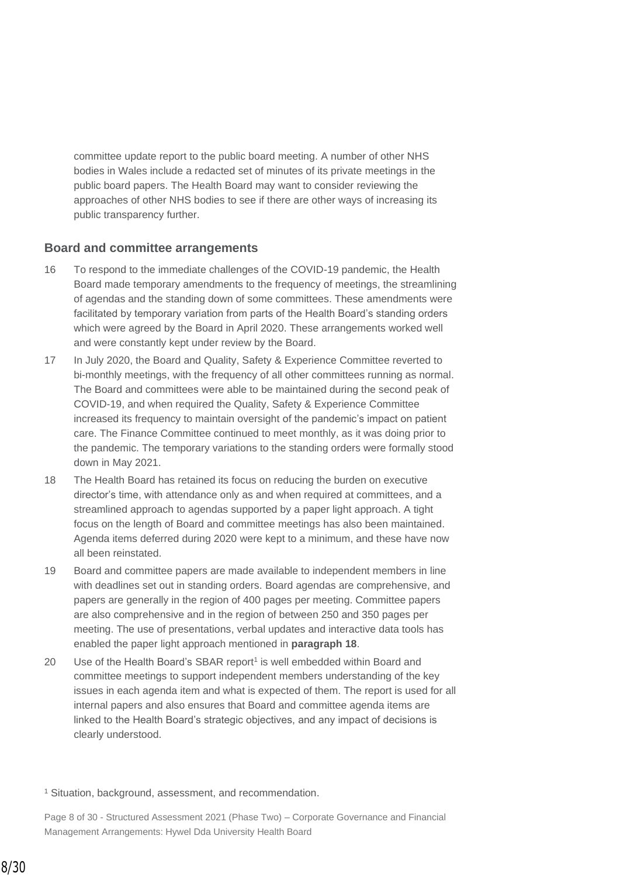committee update report to the public board meeting. A number of other NHS bodies in Wales include a redacted set of minutes of its private meetings in the public board papers. The Health Board may want to consider reviewing the approaches of other NHS bodies to see if there are other ways of increasing its public transparency further.

### Board and committee arrangements

16 To respond to the immediate challenges of the COVID-19 pandemic, the Health Board made temporary amendments to the frequency of meetings, the streamlining of agendas and the standing down of some committees. These amendments were facilitated by temporary variation from parts of the Health Board's standing orders which were agreed by the Board in April 2020. These arrangements worked well and were constantly kept under review by the Board.

17 In July 2020, the Board and Quality, Safety & Experience Committee reverted to bi-monthly meetings, with the frequency of all other committees running as normal. The Board and committees were able to be maintained during the second peak of COVID-19, and when required the Quality, Safety & Experience Committee increased its frequency to maintain oversight of the pandemic's impact on patient care. The Finance Committee continued to meet monthly, as it was doing prior to the pandemic. The temporary variations to the standing orders were formally stood down in May 2021.

18 The Health Board has retained its focus on reducing the burden on executive director's time, with attendance only as and when required at committees, and a streamlined approach to agendas supported by a paper light approach. A tight focus on the length of Board and committee meetings has also been maintained. Agenda items deferred during 2020 were kept to a minimum, and these have now all been reinstated.

19 Board and committee papers are made available to independent members in line with deadlines set out in standing orders. Board agendas are comprehensive, and papers are generally in the region of 400 pages per meeting. Committee papers are also comprehensive and in the region of between 250 and 350 pages per meeting. The use of presentations, verbal updates and interactive data tools has enabled the paper light approach mentioned in **paragraph 18**.

20 Use of the Health Board's SBAR report[1] is well embedded within Board and committee meetings to support independent members understanding of the key issues in each agenda item and what is expected of them. The report is used for all internal papers and also ensures that Board and committee agenda items are linked to the Health Board's strategic objectives, and any impact of decisions is clearly understood.

[1] Situation, background, assessment, and recommendation.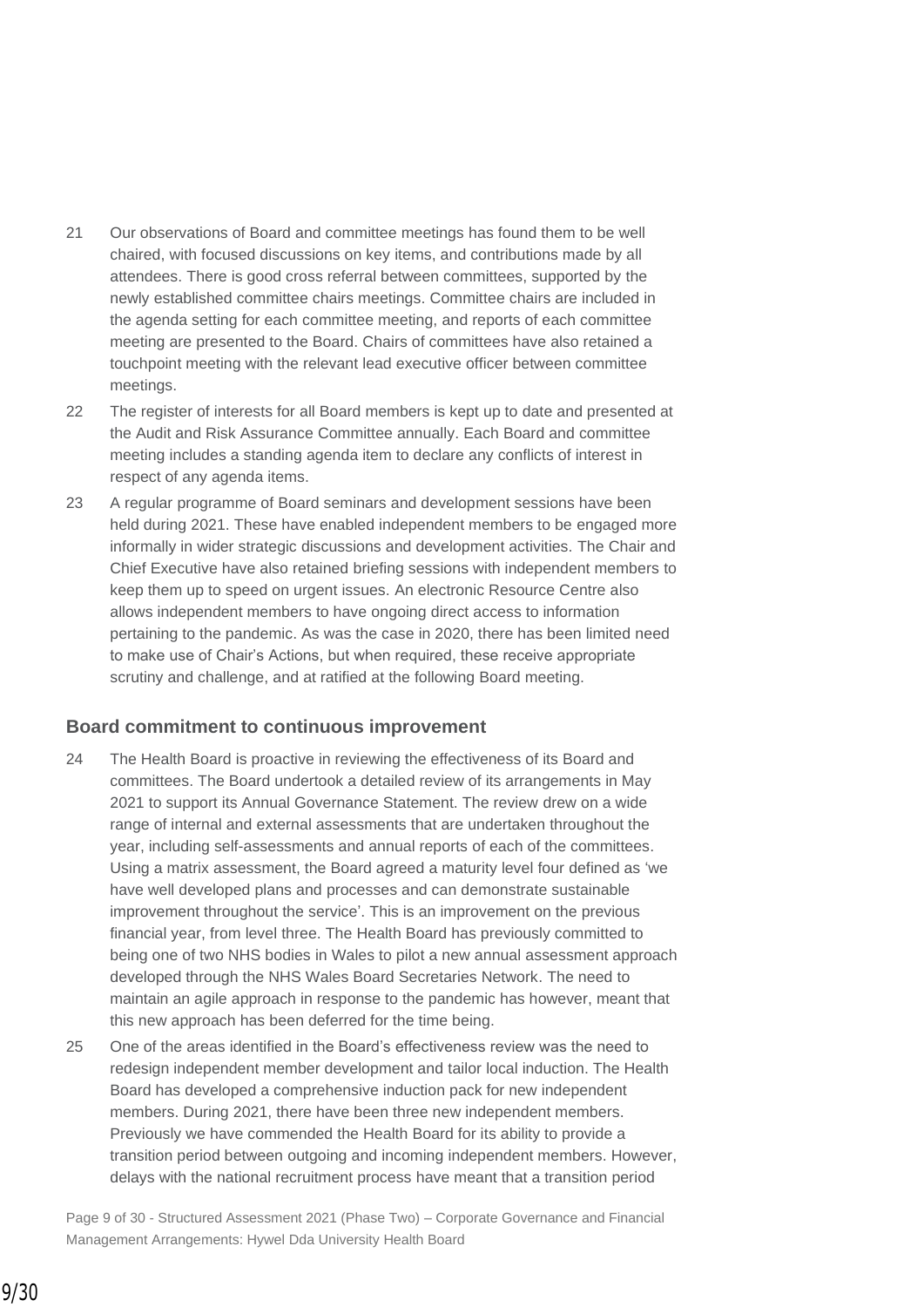21 Our observations of Board and committee meetings has found them to be well chaired, with focused discussions on key items, and contributions made by all attendees. There is good cross referral between committees, supported by the newly established committee chairs meetings. Committee chairs are included in the agenda setting for each committee meeting, and reports of each committee meeting are presented to the Board. Chairs of committees have also retained a touchpoint meeting with the relevant lead executive officer between committee meetings.

22 The register of interests for all Board members is kept up to date and presented at the Audit and Risk Assurance Committee annually. Each Board and committee meeting includes a standing agenda item to declare any conflicts of interest in respect of any agenda items.

23 A regular programme of Board seminars and development sessions have been held during 2021. These have enabled independent members to be engaged more informally in wider strategic discussions and development activities. The Chair and Chief Executive have also retained briefing sessions with independent members to keep them up to speed on urgent issues. An electronic Resource Centre also allows independent members to have ongoing direct access to information pertaining to the pandemic. As was the case in 2020, there has been limited need to make use of Chair's Actions, but when required, these receive appropriate scrutiny and challenge, and at ratified at the following Board meeting.

### Board commitment to continuous improvement

24 The Health Board is proactive in reviewing the effectiveness of its Board and committees. The Board undertook a detailed review of its arrangements in May 2021 to support its Annual Governance Statement. The review drew on a wide range of internal and external assessments that are undertaken throughout the year, including self-assessments and annual reports of each of the committees. Using a matrix assessment, the Board agreed a maturity level four defined as 'we have well developed plans and processes and can demonstrate sustainable improvement throughout the service'. This is an improvement on the previous financial year, from level three. The Health Board has previously committed to being one of two NHS bodies in Wales to pilot a new annual assessment approach developed through the NHS Wales Board Secretaries Network. The need to maintain an agile approach in response to the pandemic has however, meant that this new approach has been deferred for the time being.

25 One of the areas identified in the Board's effectiveness review was the need to redesign independent member development and tailor local induction. The Health Board has developed a comprehensive induction pack for new independent members. During 2021, there have been three new independent members. Previously we have commended the Health Board for its ability to provide a transition period between outgoing and incoming independent members. However, delays with the national recruitment process have meant that a transition period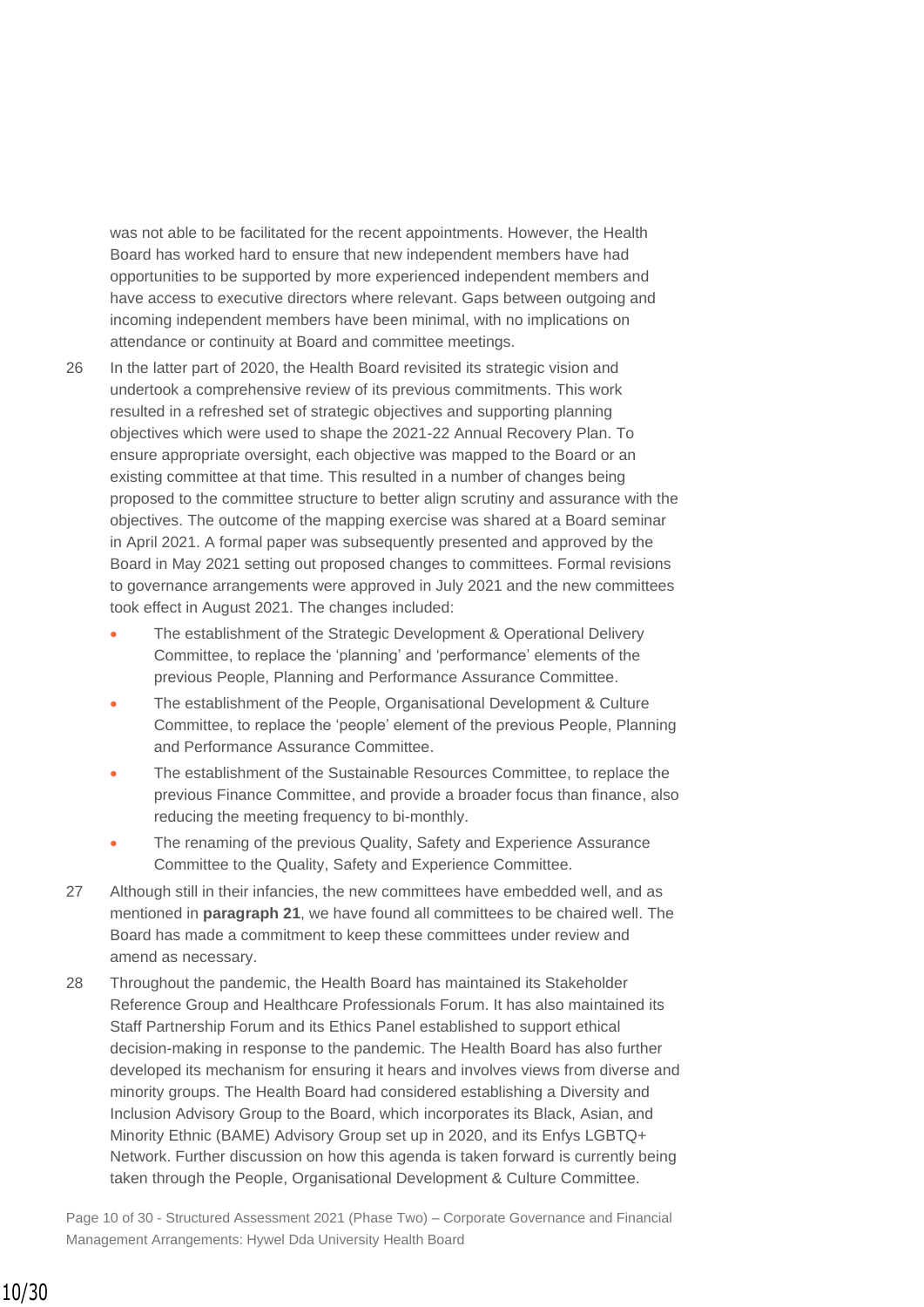was not able to be facilitated for the recent appointments. However, the Health Board has worked hard to ensure that new independent members have had opportunities to be supported by more experienced independent members and have access to executive directors where relevant. Gaps between outgoing and incoming independent members have been minimal, with no implications on attendance or continuity at Board and committee meetings.

26 In the latter part of 2020, the Health Board revisited its strategic vision and undertook a comprehensive review of its previous commitments. This work resulted in a refreshed set of strategic objectives and supporting planning objectives which were used to shape the 2021-22 Annual Recovery Plan. To ensure appropriate oversight, each objective was mapped to the Board or an existing committee at that time. This resulted in a number of changes being proposed to the committee structure to better align scrutiny and assurance with the objectives. The outcome of the mapping exercise was shared at a Board seminar in April 2021. A formal paper was subsequently presented and approved by the Board in May 2021 setting out proposed changes to committees. Formal revisions to governance arrangements were approved in July 2021 and the new committees took effect in August 2021. The changes included:

- The establishment of the Strategic Development & Operational Delivery Committee, to replace the 'planning' and 'performance' elements of the previous People, Planning and Performance Assurance Committee.
- The establishment of the People, Organisational Development & Culture Committee, to replace the 'people' element of the previous People, Planning and Performance Assurance Committee.
- The establishment of the Sustainable Resources Committee, to replace the previous Finance Committee, and provide a broader focus than finance, also reducing the meeting frequency to bi-monthly.
- The renaming of the previous Quality, Safety and Experience Assurance Committee to the Quality, Safety and Experience Committee.

27 Although still in their infancies, the new committees have embedded well, and as mentioned in **paragraph 21**, we have found all committees to be chaired well. The Board has made a commitment to keep these committees under review and amend as necessary.

28 Throughout the pandemic, the Health Board has maintained its Stakeholder Reference Group and Healthcare Professionals Forum. It has also maintained its Staff Partnership Forum and its Ethics Panel established to support ethical decision-making in response to the pandemic. The Health Board has also further developed its mechanism for ensuring it hears and involves views from diverse and minority groups. The Health Board had considered establishing a Diversity and Inclusion Advisory Group to the Board, which incorporates its Black, Asian, and Minority Ethnic (BAME) Advisory Group set up in 2020, and its Enfys LGBTQ+ Network. Further discussion on how this agenda is taken forward is currently being taken through the People, Organisational Development & Culture Committee.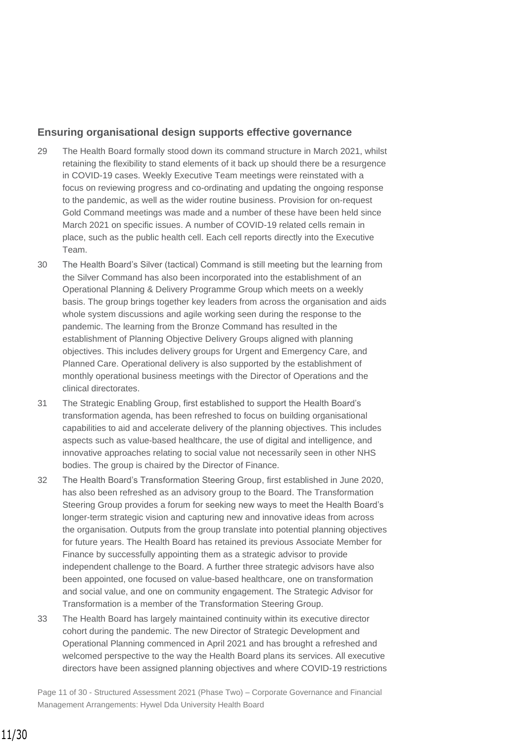## Ensuring organisational design supports effective governance

29 The Health Board formally stood down its command structure in March 2021, whilst retaining the flexibility to stand elements of it back up should there be a resurgence in COVID-19 cases. Weekly Executive Team meetings were reinstated with a focus on reviewing progress and co-ordinating and updating the ongoing response to the pandemic, as well as the wider routine business. Provision for on-request Gold Command meetings was made and a number of these have been held since March 2021 on specific issues. A number of COVID-19 related cells remain in place, such as the public health cell. Each cell reports directly into the Executive Team.

30 The Health Board's Silver (tactical) Command is still meeting but the learning from the Silver Command has also been incorporated into the establishment of an Operational Planning & Delivery Programme Group which meets on a weekly basis. The group brings together key leaders from across the organisation and aids whole system discussions and agile working seen during the response to the pandemic. The learning from the Bronze Command has resulted in the establishment of Planning Objective Delivery Groups aligned with planning objectives. This includes delivery groups for Urgent and Emergency Care, and Planned Care. Operational delivery is also supported by the establishment of monthly operational business meetings with the Director of Operations and the clinical directorates.

31 The Strategic Enabling Group, first established to support the Health Board's transformation agenda, has been refreshed to focus on building organisational capabilities to aid and accelerate delivery of the planning objectives. This includes aspects such as value-based healthcare, the use of digital and intelligence, and innovative approaches relating to social value not necessarily seen in other NHS bodies. The group is chaired by the Director of Finance.

32 The Health Board's Transformation Steering Group, first established in June 2020, has also been refreshed as an advisory group to the Board. The Transformation Steering Group provides a forum for seeking new ways to meet the Health Board's longer-term strategic vision and capturing new and innovative ideas from across the organisation. Outputs from the group translate into potential planning objectives for future years. The Health Board has retained its previous Associate Member for Finance by successfully appointing them as a strategic advisor to provide independent challenge to the Board. A further three strategic advisors have also been appointed, one focused on value-based healthcare, one on transformation and social value, and one on community engagement. The Strategic Advisor for Transformation is a member of the Transformation Steering Group.

33 The Health Board has largely maintained continuity within its executive director cohort during the pandemic. The new Director of Strategic Development and Operational Planning commenced in April 2021 and has brought a refreshed and welcomed perspective to the way the Health Board plans its services. All executive directors have been assigned planning objectives and where COVID-19 restrictions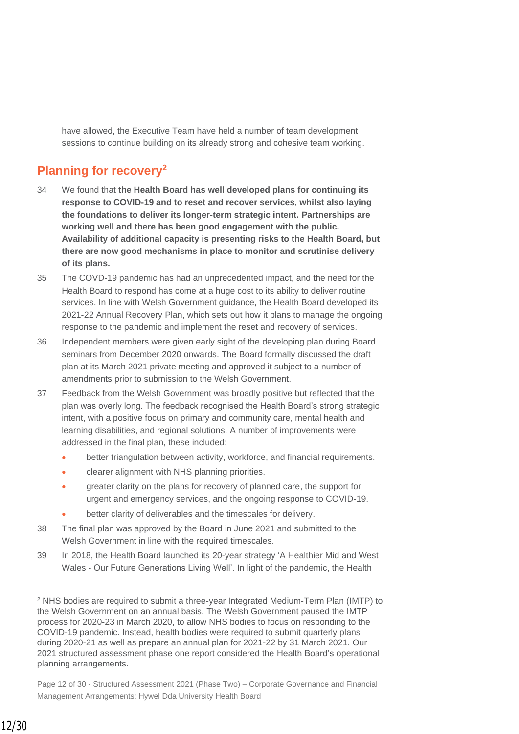have allowed, the Executive Team have held a number of team development sessions to continue building on its already strong and cohesive team working.

## Planning for recovery[2]

34 We found that **the Health Board has well developed plans for continuing its response to COVID-19 and to reset and recover services, whilst also laying the foundations to deliver its longer-term strategic intent. Partnerships are working well and there has been good engagement with the public. Availability of additional capacity is presenting risks to the Health Board, but there are now good mechanisms in place to monitor and scrutinise delivery of its plans.**

35 The COVID-19 pandemic has had an unprecedented impact, and the need for the Health Board to respond has come at a huge cost to its ability to deliver routine services. In line with Welsh Government guidance, the Health Board developed its 2021-22 Annual Recovery Plan, which sets out how it plans to manage the ongoing response to the pandemic and implement the reset and recovery of services.

36 Independent members were given early sight of the developing plan during Board seminars from December 2020 onwards. The Board formally discussed the draft plan at its March 2021 private meeting and approved it subject to a number of amendments prior to submission to the Welsh Government.

37 Feedback from the Welsh Government was broadly positive but reflected that the plan was overly long. The feedback recognised the Health Board's strong strategic intent, with a positive focus on primary and community care, mental health and learning disabilities, and regional solutions. A number of improvements were addressed in the final plan, these included:

- better triangulation between activity, workforce, and financial requirements.
- clearer alignment with NHS planning priorities.
- greater clarity on the plans for recovery of planned care, the support for urgent and emergency services, and the ongoing response to COVID-19.
- better clarity of deliverables and the timescales for delivery.

38 The final plan was approved by the Board in June 2021 and submitted to the Welsh Government in line with the required timescales.

39 In 2018, the Health Board launched its 20-year strategy 'A Healthier Mid and West Wales - Our Future Generations Living Well'. In light of the pandemic, the Health

[2] NHS bodies are required to submit a three-year Integrated Medium-Term Plan (IMTP) to the Welsh Government on an annual basis. The Welsh Government paused the IMTP process for 2020-23 in March 2020, to allow NHS bodies to focus on responding to the COVID-19 pandemic. Instead, health bodies were required to submit quarterly plans during 2020-21 as well as prepare an annual plan for 2021-22 by 31 March 2021. Our 2021 structured assessment phase one report considered the Health Board's operational planning arrangements.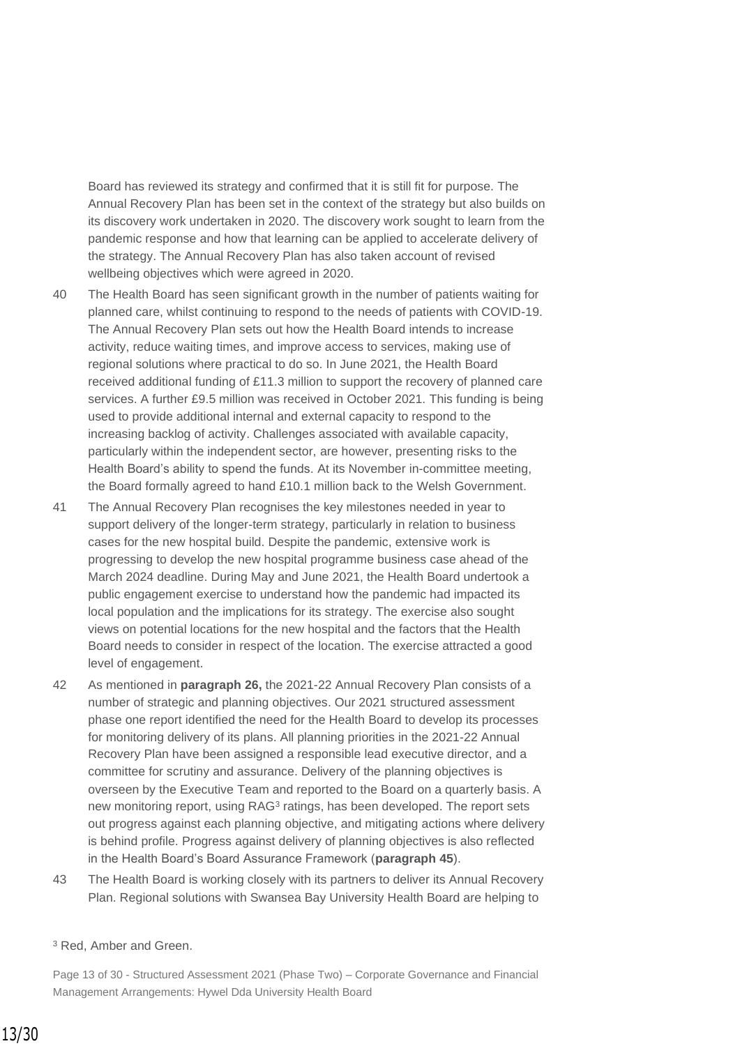Board has reviewed its strategy and confirmed that it is still fit for purpose. The Annual Recovery Plan has been set in the context of the strategy but also builds on its discovery work undertaken in 2020. The discovery work sought to learn from the pandemic response and how that learning can be applied to accelerate delivery of the strategy. The Annual Recovery Plan has also taken account of revised wellbeing objectives which were agreed in 2020.

40 The Health Board has seen significant growth in the number of patients waiting for planned care, whilst continuing to respond to the needs of patients with COVID-19. The Annual Recovery Plan sets out how the Health Board intends to increase activity, reduce waiting times, and improve access to services, making use of regional solutions where practical to do so. In June 2021, the Health Board received additional funding of £11.3 million to support the recovery of planned care services. A further £9.5 million was received in October 2021. This funding is being used to provide additional internal and external capacity to respond to the increasing backlog of activity. Challenges associated with available capacity, particularly within the independent sector, are however, presenting risks to the Health Board's ability to spend the funds. At its November in-committee meeting, the Board formally agreed to hand £10.1 million back to the Welsh Government.

41 The Annual Recovery Plan recognises the key milestones needed in year to support delivery of the longer-term strategy, particularly in relation to business cases for the new hospital build. Despite the pandemic, extensive work is progressing to develop the new hospital programme business case ahead of the March 2024 deadline. During May and June 2021, the Health Board undertook a public engagement exercise to understand how the pandemic had impacted its local population and the implications for its strategy. The exercise also sought views on potential locations for the new hospital and the factors that the Health Board needs to consider in respect of the location. The exercise attracted a good level of engagement.

42 As mentioned in **paragraph 26,** the 2021-22 Annual Recovery Plan consists of a number of strategic and planning objectives. Our 2021 structured assessment phase one report identified the need for the Health Board to develop its processes for monitoring delivery of its plans. All planning priorities in the 2021-22 Annual Recovery Plan have been assigned a responsible lead executive director, and a committee for scrutiny and assurance. Delivery of the planning objectives is overseen by the Executive Team and reported to the Board on a quarterly basis. A new monitoring report, using RAG[3] ratings, has been developed. The report sets out progress against each planning objective, and mitigating actions where delivery is behind profile. Progress against delivery of planning objectives is also reflected in the Health Board's Board Assurance Framework (**paragraph 45**).

43 The Health Board is working closely with its partners to deliver its Annual Recovery Plan. Regional solutions with Swansea Bay University Health Board are helping to

[3] Red, Amber and Green.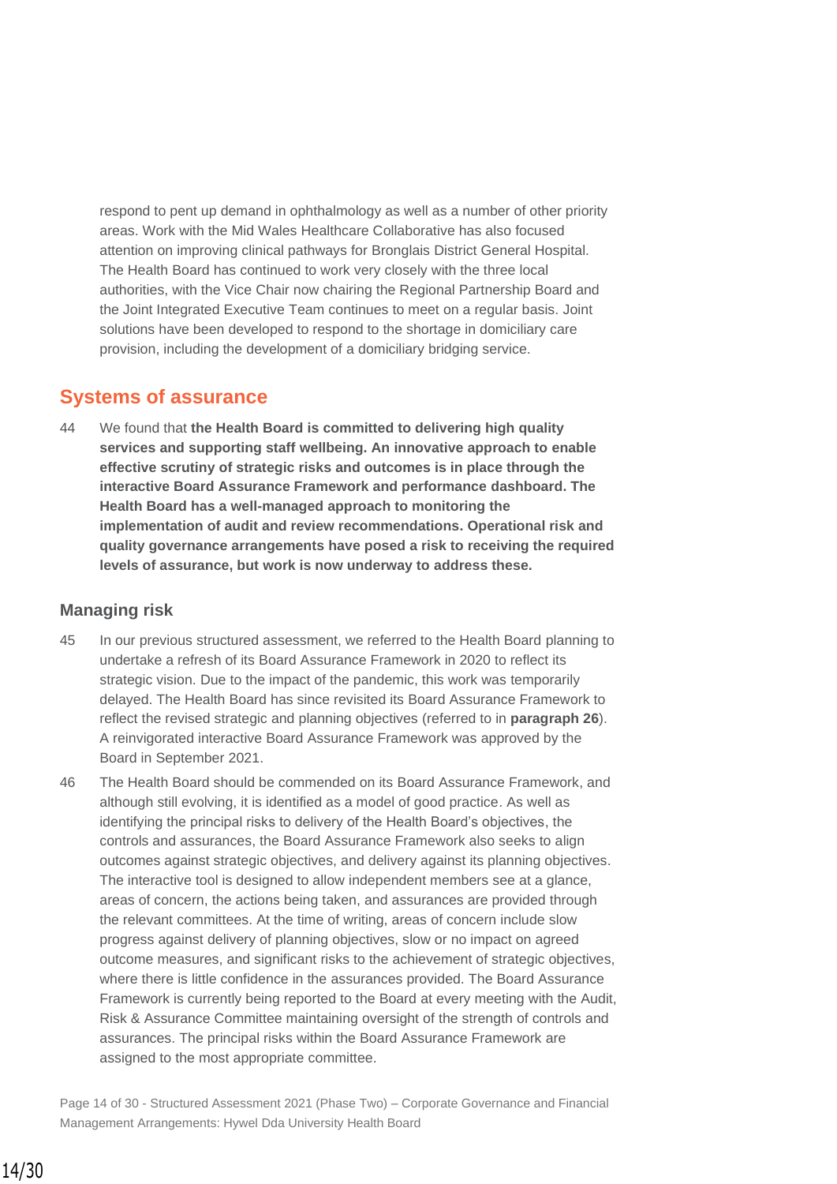respond to pent up demand in ophthalmology as well as a number of other priority areas. Work with the Mid Wales Healthcare Collaborative has also focused attention on improving clinical pathways for Bronglais District General Hospital. The Health Board has continued to work very closely with the three local authorities, with the Vice Chair now chairing the Regional Partnership Board and the Joint Integrated Executive Team continues to meet on a regular basis. Joint solutions have been developed to respond to the shortage in domiciliary care provision, including the development of a domiciliary bridging service.

## Systems of assurance

44 We found that **the Health Board is committed to delivering high quality services and supporting staff wellbeing. An innovative approach to enable effective scrutiny of strategic risks and outcomes is in place through the interactive Board Assurance Framework and performance dashboard. The Health Board has a well-managed approach to monitoring the implementation of audit and review recommendations. Operational risk and quality governance arrangements have posed a risk to receiving the required levels of assurance, but work is now underway to address these.**

### Managing risk

45 In our previous structured assessment, we referred to the Health Board planning to undertake a refresh of its Board Assurance Framework in 2020 to reflect its strategic vision. Due to the impact of the pandemic, this work was temporarily delayed. The Health Board has since revisited its Board Assurance Framework to reflect the revised strategic and planning objectives (referred to in **paragraph 26**). A reinvigorated interactive Board Assurance Framework was approved by the Board in September 2021.

46 The Health Board should be commended on its Board Assurance Framework, and although still evolving, it is identified as a model of good practice. As well as identifying the principal risks to delivery of the Health Board's objectives, the controls and assurances, the Board Assurance Framework also seeks to align outcomes against strategic objectives, and delivery against its planning objectives. The interactive tool is designed to allow independent members see at a glance, areas of concern, the actions being taken, and assurances are provided through the relevant committees. At the time of writing, areas of concern include slow progress against delivery of planning objectives, slow or no impact on agreed outcome measures, and significant risks to the achievement of strategic objectives, where there is little confidence in the assurances provided. The Board Assurance Framework is currently being reported to the Board at every meeting with the Audit, Risk & Assurance Committee maintaining oversight of the strength of controls and assurances. The principal risks within the Board Assurance Framework are assigned to the most appropriate committee.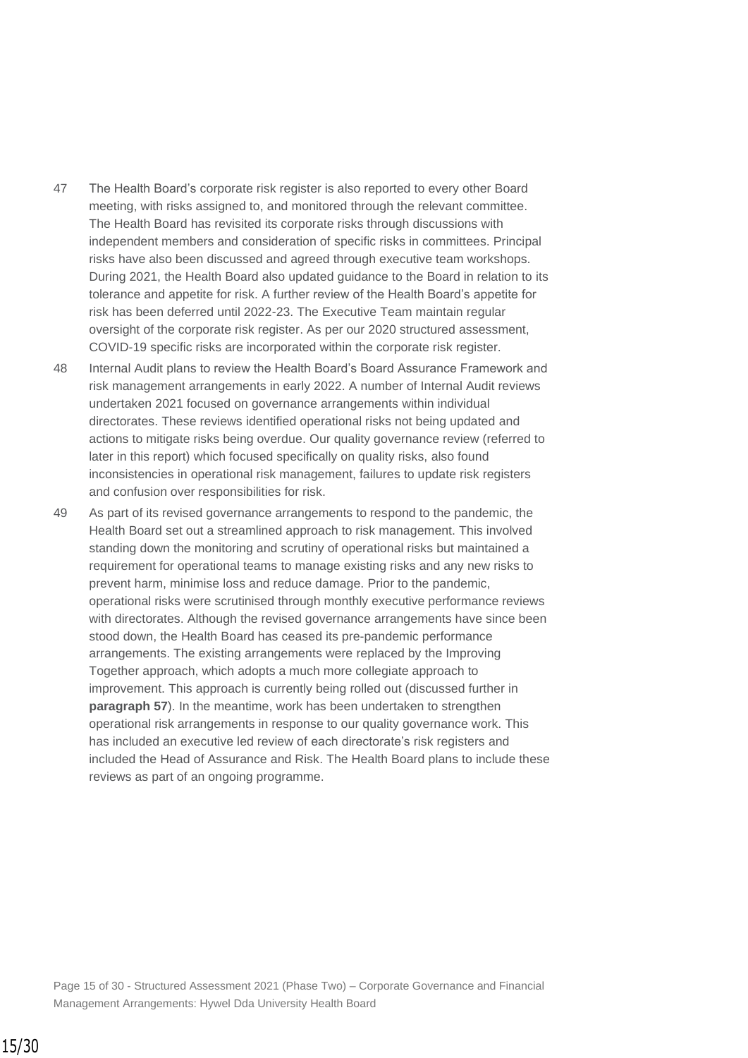47 The Health Board's corporate risk register is also reported to every other Board meeting, with risks assigned to, and monitored through the relevant committee. The Health Board has revisited its corporate risks through discussions with independent members and consideration of specific risks in committees. Principal risks have also been discussed and agreed through executive team workshops. During 2021, the Health Board also updated guidance to the Board in relation to its tolerance and appetite for risk. A further review of the Health Board's appetite for risk has been deferred until 2022-23. The Executive Team maintain regular oversight of the corporate risk register. As per our 2020 structured assessment, COVID-19 specific risks are incorporated within the corporate risk register.

48 Internal Audit plans to review the Health Board's Board Assurance Framework and risk management arrangements in early 2022. A number of Internal Audit reviews undertaken 2021 focused on governance arrangements within individual directorates. These reviews identified operational risks not being updated and actions to mitigate risks being overdue. Our quality governance review (referred to later in this report) which focused specifically on quality risks, also found inconsistencies in operational risk management, failures to update risk registers and confusion over responsibilities for risk.

49 As part of its revised governance arrangements to respond to the pandemic, the Health Board set out a streamlined approach to risk management. This involved standing down the monitoring and scrutiny of operational risks but maintained a requirement for operational teams to manage existing risks and any new risks to prevent harm, minimise loss and reduce damage. Prior to the pandemic, operational risks were scrutinised through monthly executive performance reviews with directorates. Although the revised governance arrangements have since been stood down, the Health Board has ceased its pre-pandemic performance arrangements. The existing arrangements were replaced by the Improving Together approach, which adopts a much more collegiate approach to improvement. This approach is currently being rolled out (discussed further in **paragraph 57**). In the meantime, work has been undertaken to strengthen operational risk arrangements in response to our quality governance work. This has included an executive led review of each directorate's risk registers and included the Head of Assurance and Risk. The Health Board plans to include these reviews as part of an ongoing programme.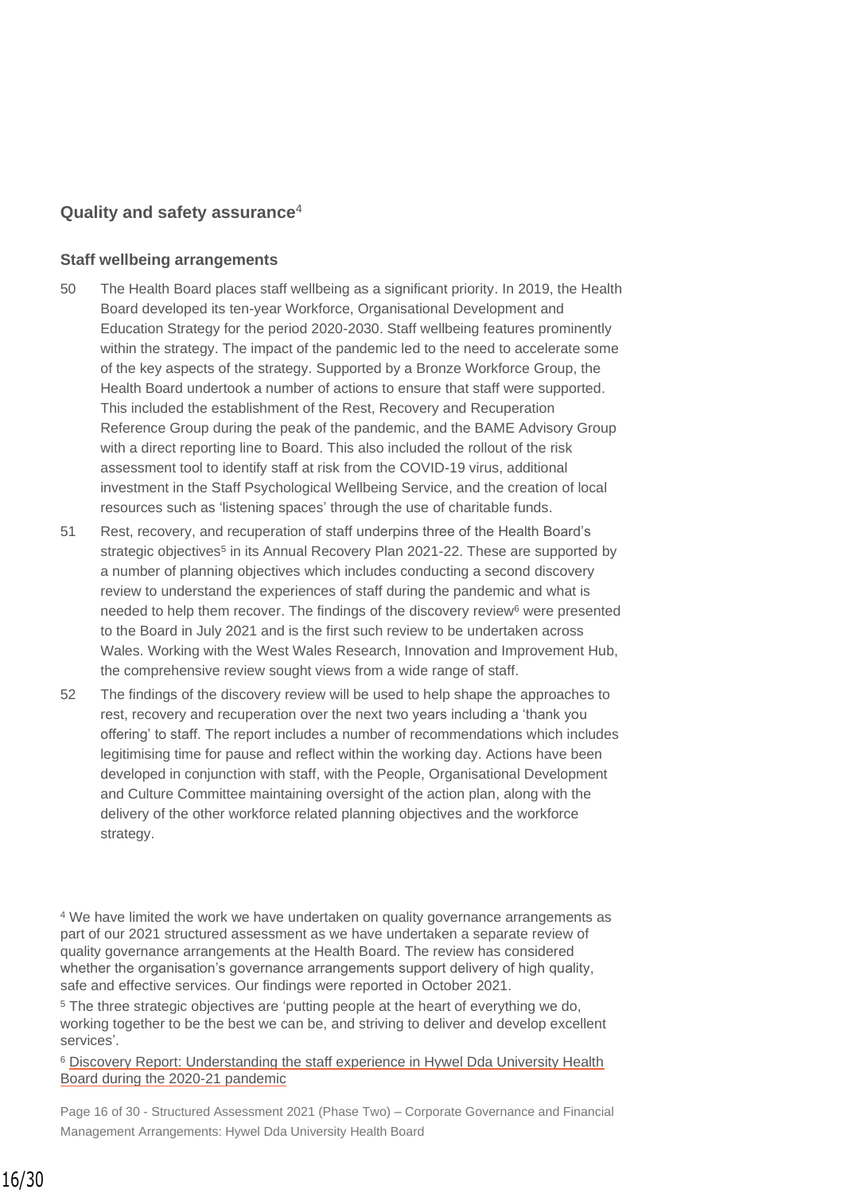## Quality and safety assurance[4]

### Staff wellbeing arrangements

50 The Health Board places staff wellbeing as a significant priority. In 2019, the Health Board developed its ten-year Workforce, Organisational Development and Education Strategy for the period 2020-2030. Staff wellbeing features prominently within the strategy. The impact of the pandemic led to the need to accelerate some of the key aspects of the strategy. Supported by a Bronze Workforce Group, the Health Board undertook a number of actions to ensure that staff were supported. This included the establishment of the Rest, Recovery and Recuperation Reference Group during the peak of the pandemic, and the BAME Advisory Group with a direct reporting line to Board. This also included the rollout of the risk assessment tool to identify staff at risk from the COVID-19 virus, additional investment in the Staff Psychological Wellbeing Service, and the creation of local resources such as 'listening spaces' through the use of charitable funds.

51 Rest, recovery, and recuperation of staff underpins three of the Health Board's strategic objectives[5] in its Annual Recovery Plan 2021-22. These are supported by a number of planning objectives which includes conducting a second discovery review to understand the experiences of staff during the pandemic and what is needed to help them recover. The findings of the discovery review[6] were presented to the Board in July 2021 and is the first such review to be undertaken across Wales. Working with the West Wales Research, Innovation and Improvement Hub, the comprehensive review sought views from a wide range of staff.

52 The findings of the discovery review will be used to help shape the approaches to rest, recovery and recuperation over the next two years including a 'thank you offering' to staff. The report includes a number of recommendations which includes legitimising time for pause and reflect within the working day. Actions have been developed in conjunction with staff, with the People, Organisational Development and Culture Committee maintaining oversight of the action plan, along with the delivery of the other workforce related planning objectives and the workforce strategy.

[4] We have limited the work we have undertaken on quality governance arrangements as part of our 2021 structured assessment as we have undertaken a separate review of quality governance arrangements at the Health Board. The review has considered whether the organisation's governance arrangements support delivery of high quality, safe and effective services. Our findings were reported in October 2021.

[5] The three strategic objectives are 'putting people at the heart of everything we do, working together to be the best we can be, and striving to deliver and develop excellent services'.

[6] Discovery Report: Understanding the staff experience in Hywel Dda University Health Board during the 2020-21 pandemic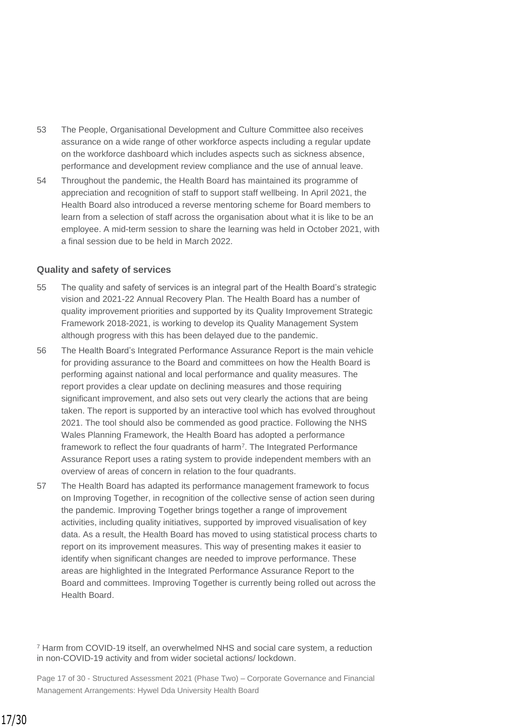53 The People, Organisational Development and Culture Committee also receives assurance on a wide range of other workforce aspects including a regular update on the workforce dashboard which includes aspects such as sickness absence, performance and development review compliance and the use of annual leave.

54 Throughout the pandemic, the Health Board has maintained its programme of appreciation and recognition of staff to support staff wellbeing. In April 2021, the Health Board also introduced a reverse mentoring scheme for Board members to learn from a selection of staff across the organisation about what it is like to be an employee. A mid-term session to share the learning was held in October 2021, with a final session due to be held in March 2022.

### Quality and safety of services

55 The quality and safety of services is an integral part of the Health Board's strategic vision and 2021-22 Annual Recovery Plan. The Health Board has a number of quality improvement priorities and supported by its Quality Improvement Strategic Framework 2018-2021, is working to develop its Quality Management System although progress with this has been delayed due to the pandemic.

56 The Health Board's Integrated Performance Assurance Report is the main vehicle for providing assurance to the Board and committees on how the Health Board is performing against national and local performance and quality measures. The report provides a clear update on declining measures and those requiring significant improvement, and also sets out very clearly the actions that are being taken. The report is supported by an interactive tool which has evolved throughout 2021. The tool should also be commended as good practice. Following the NHS Wales Planning Framework, the Health Board has adopted a performance framework to reflect the four quadrants of harm[7]. The Integrated Performance Assurance Report uses a rating system to provide independent members with an overview of areas of concern in relation to the four quadrants.

57 The Health Board has adapted its performance management framework to focus on Improving Together, in recognition of the collective sense of action seen during the pandemic. Improving Together brings together a range of improvement activities, including quality initiatives, supported by improved visualisation of key data. As a result, the Health Board has moved to using statistical process charts to report on its improvement measures. This way of presenting makes it easier to identify when significant changes are needed to improve performance. These areas are highlighted in the Integrated Performance Assurance Report to the Board and committees. Improving Together is currently being rolled out across the Health Board.

[7] Harm from COVID-19 itself, an overwhelmed NHS and social care system, a reduction in non-COVID-19 activity and from wider societal actions/ lockdown.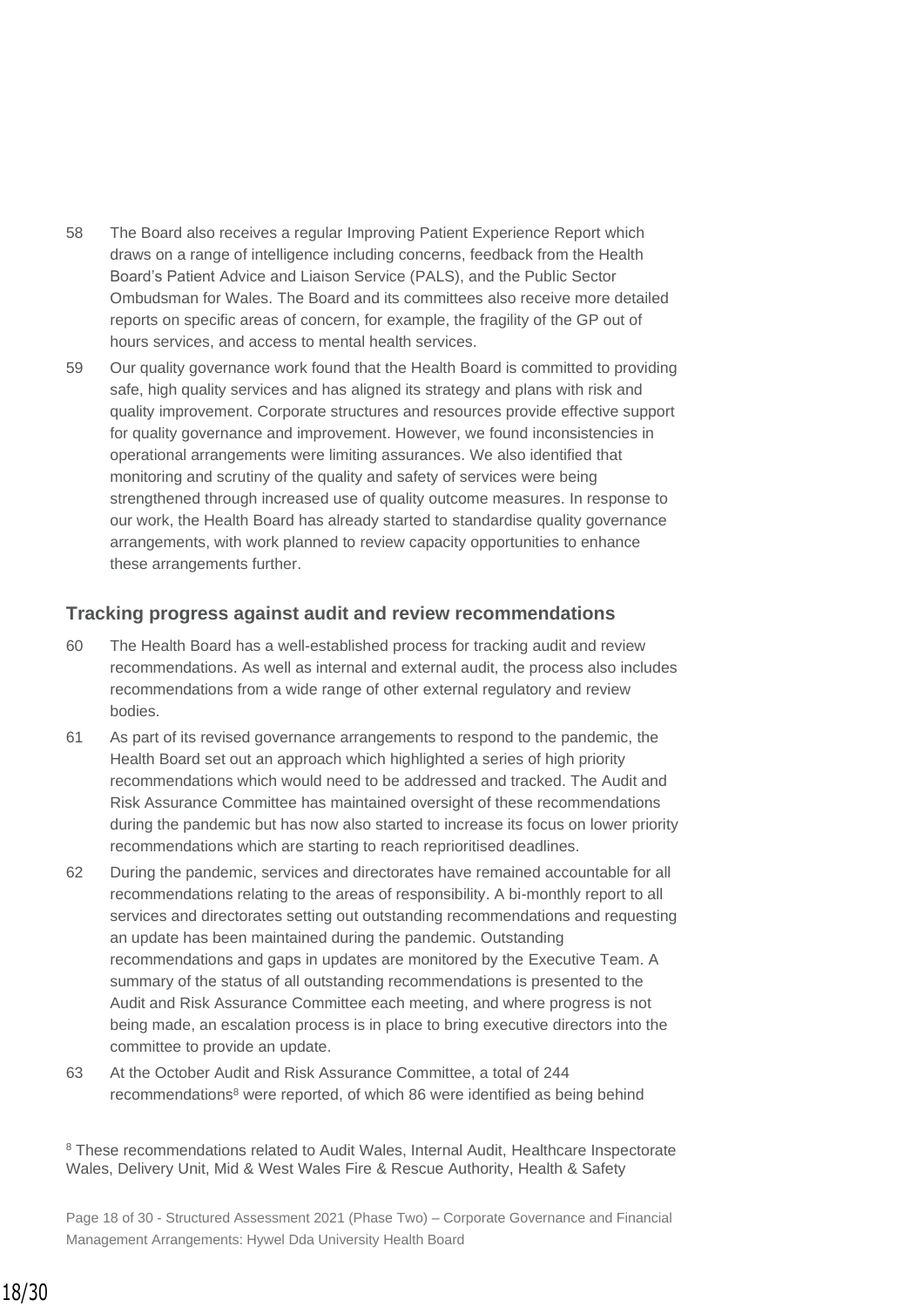58 The Board also receives a regular Improving Patient Experience Report which draws on a range of intelligence including concerns, feedback from the Health Board's Patient Advice and Liaison Service (PALS), and the Public Sector Ombudsman for Wales. The Board and its committees also receive more detailed reports on specific areas of concern, for example, the fragility of the GP out of hours services, and access to mental health services.

59 Our quality governance work found that the Health Board is committed to providing safe, high quality services and has aligned its strategy and plans with risk and quality improvement. Corporate structures and resources provide effective support for quality governance and improvement. However, we found inconsistencies in operational arrangements were limiting assurances. We also identified that monitoring and scrutiny of the quality and safety of services were being strengthened through increased use of quality outcome measures. In response to our work, the Health Board has already started to standardise quality governance arrangements, with work planned to review capacity opportunities to enhance these arrangements further.

### Tracking progress against audit and review recommendations

60 The Health Board has a well-established process for tracking audit and review recommendations. As well as internal and external audit, the process also includes recommendations from a wide range of other external regulatory and review bodies.

61 As part of its revised governance arrangements to respond to the pandemic, the Health Board set out an approach which highlighted a series of high priority recommendations which would need to be addressed and tracked. The Audit and Risk Assurance Committee has maintained oversight of these recommendations during the pandemic but has now also started to increase its focus on lower priority recommendations which are starting to reach reprioritised deadlines.

62 During the pandemic, services and directorates have remained accountable for all recommendations relating to the areas of responsibility. A bi-monthly report to all services and directorates setting out outstanding recommendations and requesting an update has been maintained during the pandemic. Outstanding recommendations and gaps in updates are monitored by the Executive Team. A summary of the status of all outstanding recommendations is presented to the Audit and Risk Assurance Committee each meeting, and where progress is not being made, an escalation process is in place to bring executive directors into the committee to provide an update.

63 At the October Audit and Risk Assurance Committee, a total of 244 recommendations[8] were reported, of which 86 were identified as being behind

[8] These recommendations related to Audit Wales, Internal Audit, Healthcare Inspectorate Wales, Delivery Unit, Mid & West Wales Fire & Rescue Authority, Health & Safety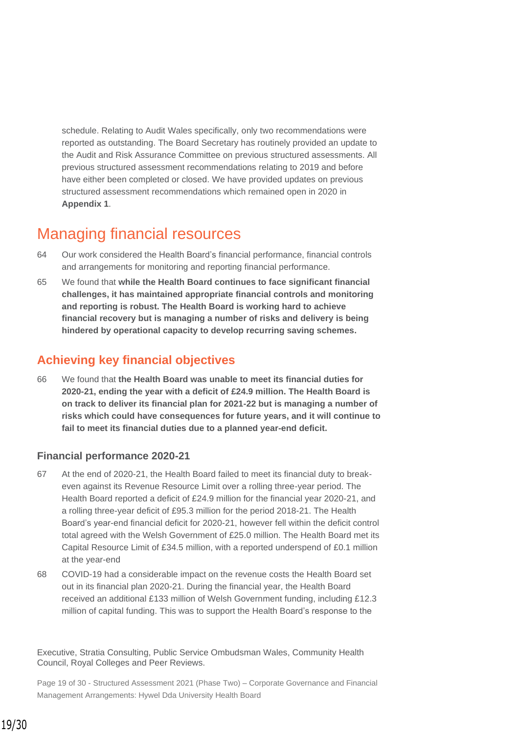schedule. Relating to Audit Wales specifically, only two recommendations were reported as outstanding. The Board Secretary has routinely provided an update to the Audit and Risk Assurance Committee on previous structured assessments. All previous structured assessment recommendations relating to 2019 and before have either been completed or closed. We have provided updates on previous structured assessment recommendations which remained open in 2020 in **Appendix 1**.

## Managing financial resources

64 Our work considered the Health Board's financial performance, financial controls and arrangements for monitoring and reporting financial performance.

65 We found that **while the Health Board continues to face significant financial challenges, it has maintained appropriate financial controls and monitoring and reporting is robust. The Health Board is working hard to achieve financial recovery but is managing a number of risks and delivery is being hindered by operational capacity to develop recurring saving schemes.**

### Achieving key financial objectives

66 We found that **the Health Board was unable to meet its financial duties for 2020-21, ending the year with a deficit of £24.9 million. The Health Board is on track to deliver its financial plan for 2021-22 but is managing a number of risks which could have consequences for future years, and it will continue to fail to meet its financial duties due to a planned year-end deficit.**

#### Financial performance 2020-21

67 At the end of 2020-21, the Health Board failed to meet its financial duty to break-even against its Revenue Resource Limit over a rolling three-year period. The Health Board reported a deficit of £24.9 million for the financial year 2020-21, and a rolling three-year deficit of £95.3 million for the period 2018-21. The Health Board's year-end financial deficit for 2020-21, however fell within the deficit control total agreed with the Welsh Government of £25.0 million. The Health Board met its Capital Resource Limit of £34.5 million, with a reported underspend of £0.1 million at the year-end

68 COVID-19 had a considerable impact on the revenue costs the Health Board set out in its financial plan 2020-21. During the financial year, the Health Board received an additional £133 million of Welsh Government funding, including £12.3 million of capital funding. This was to support the Health Board's response to the

Executive, Stratia Consulting, Public Service Ombudsman Wales, Community Health Council, Royal Colleges and Peer Reviews.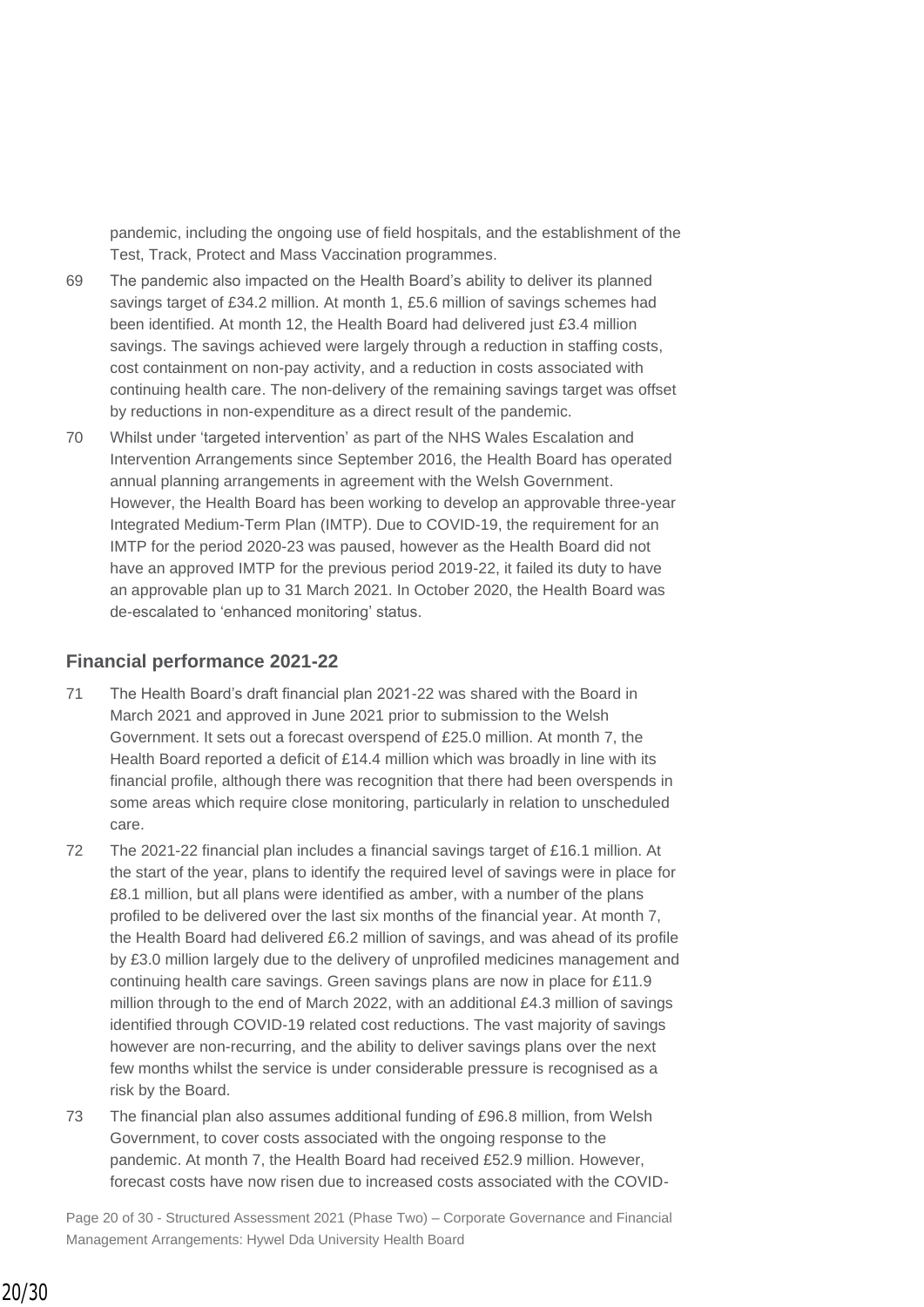pandemic, including the ongoing use of field hospitals, and the establishment of the Test, Track, Protect and Mass Vaccination programmes.

69 The pandemic also impacted on the Health Board's ability to deliver its planned savings target of £34.2 million. At month 1, £5.6 million of savings schemes had been identified. At month 12, the Health Board had delivered just £3.4 million savings. The savings achieved were largely through a reduction in staffing costs, cost containment on non-pay activity, and a reduction in costs associated with continuing health care. The non-delivery of the remaining savings target was offset by reductions in non-expenditure as a direct result of the pandemic.

70 Whilst under 'targeted intervention' as part of the NHS Wales Escalation and Intervention Arrangements since September 2016, the Health Board has operated annual planning arrangements in agreement with the Welsh Government. However, the Health Board has been working to develop an approvable three-year Integrated Medium-Term Plan (IMTP). Due to COVID-19, the requirement for an IMTP for the period 2020-23 was paused, however as the Health Board did not have an approved IMTP for the previous period 2019-22, it failed its duty to have an approvable plan up to 31 March 2021. In October 2020, the Health Board was de-escalated to 'enhanced monitoring' status.

## Financial performance 2021-22

71 The Health Board's draft financial plan 2021-22 was shared with the Board in March 2021 and approved in June 2021 prior to submission to the Welsh Government. It sets out a forecast overspend of £25.0 million. At month 7, the Health Board reported a deficit of £14.4 million which was broadly in line with its financial profile, although there was recognition that there had been overspends in some areas which require close monitoring, particularly in relation to unscheduled care.

72 The 2021-22 financial plan includes a financial savings target of £16.1 million. At the start of the year, plans to identify the required level of savings were in place for £8.1 million, but all plans were identified as amber, with a number of the plans profiled to be delivered over the last six months of the financial year. At month 7, the Health Board had delivered £6.2 million of savings, and was ahead of its profile by £3.0 million largely due to the delivery of unprofiled medicines management and continuing health care savings. Green savings plans are now in place for £11.9 million through to the end of March 2022, with an additional £4.3 million of savings identified through COVID-19 related cost reductions. The vast majority of savings however are non-recurring, and the ability to deliver savings plans over the next few months whilst the service is under considerable pressure is recognised as a risk by the Board.

73 The financial plan also assumes additional funding of £96.8 million, from Welsh Government, to cover costs associated with the ongoing response to the pandemic. At month 7, the Health Board had received £52.9 million. However, forecast costs have now risen due to increased costs associated with the COVID-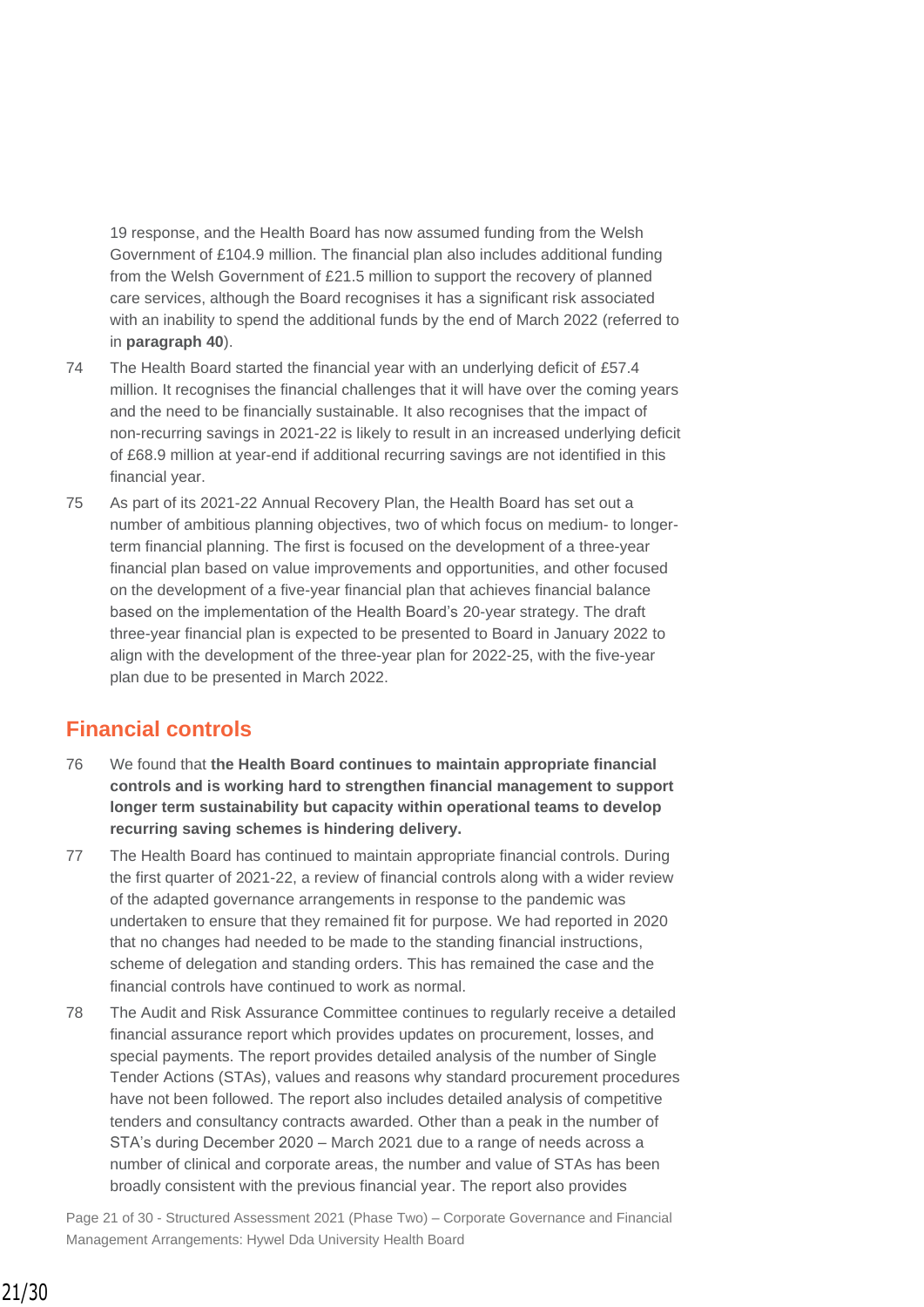19 response, and the Health Board has now assumed funding from the Welsh Government of £104.9 million. The financial plan also includes additional funding from the Welsh Government of £21.5 million to support the recovery of planned care services, although the Board recognises it has a significant risk associated with an inability to spend the additional funds by the end of March 2022 (referred to in **paragraph 40**).

74 The Health Board started the financial year with an underlying deficit of £57.4 million. It recognises the financial challenges that it will have over the coming years and the need to be financially sustainable. It also recognises that the impact of non-recurring savings in 2021-22 is likely to result in an increased underlying deficit of £68.9 million at year-end if additional recurring savings are not identified in this financial year.

75 As part of its 2021-22 Annual Recovery Plan, the Health Board has set out a number of ambitious planning objectives, two of which focus on medium- to longer-term financial planning. The first is focused on the development of a three-year financial plan based on value improvements and opportunities, and other focused on the development of a five-year financial plan that achieves financial balance based on the implementation of the Health Board's 20-year strategy. The draft three-year financial plan is expected to be presented to Board in January 2022 to align with the development of the three-year plan for 2022-25, with the five-year plan due to be presented in March 2022.

## Financial controls

76 We found that **the Health Board continues to maintain appropriate financial controls and is working hard to strengthen financial management to support longer term sustainability but capacity within operational teams to develop recurring saving schemes is hindering delivery.**

77 The Health Board has continued to maintain appropriate financial controls. During the first quarter of 2021-22, a review of financial controls along with a wider review of the adapted governance arrangements in response to the pandemic was undertaken to ensure that they remained fit for purpose. We had reported in 2020 that no changes had needed to be made to the standing financial instructions, scheme of delegation and standing orders. This has remained the case and the financial controls have continued to work as normal.

78 The Audit and Risk Assurance Committee continues to regularly receive a detailed financial assurance report which provides updates on procurement, losses, and special payments. The report provides detailed analysis of the number of Single Tender Actions (STAs), values and reasons why standard procurement procedures have not been followed. The report also includes detailed analysis of competitive tenders and consultancy contracts awarded. Other than a peak in the number of STA's during December 2020 – March 2021 due to a range of needs across a number of clinical and corporate areas, the number and value of STAs has been broadly consistent with the previous financial year. The report also provides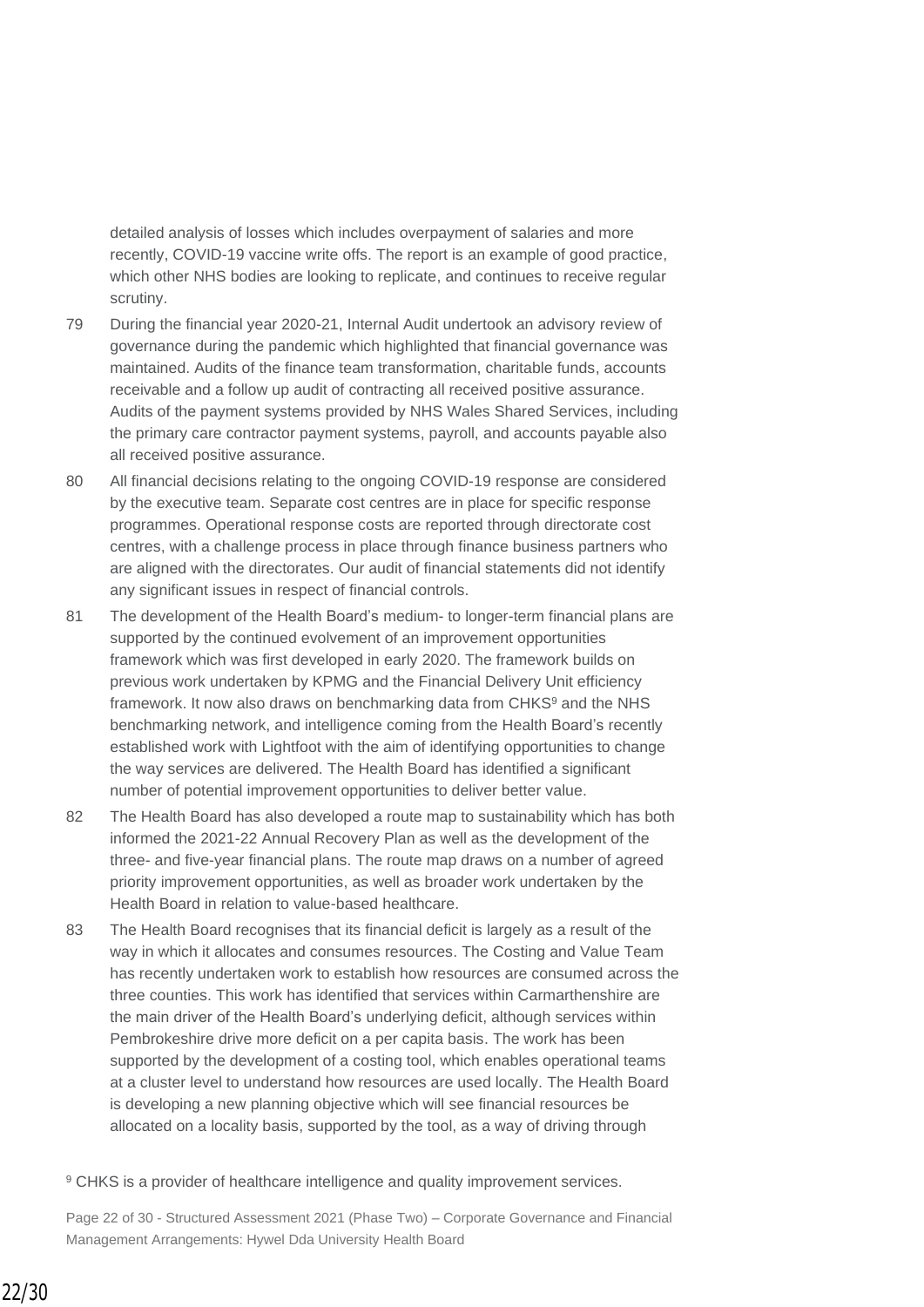detailed analysis of losses which includes overpayment of salaries and more recently, COVID-19 vaccine write offs. The report is an example of good practice, which other NHS bodies are looking to replicate, and continues to receive regular scrutiny.

79 During the financial year 2020-21, Internal Audit undertook an advisory review of governance during the pandemic which highlighted that financial governance was maintained. Audits of the finance team transformation, charitable funds, accounts receivable and a follow up audit of contracting all received positive assurance. Audits of the payment systems provided by NHS Wales Shared Services, including the primary care contractor payment systems, payroll, and accounts payable also all received positive assurance.

80 All financial decisions relating to the ongoing COVID-19 response are considered by the executive team. Separate cost centres are in place for specific response programmes. Operational response costs are reported through directorate cost centres, with a challenge process in place through finance business partners who are aligned with the directorates. Our audit of financial statements did not identify any significant issues in respect of financial controls.

81 The development of the Health Board's medium- to longer-term financial plans are supported by the continued evolvement of an improvement opportunities framework which was first developed in early 2020. The framework builds on previous work undertaken by KPMG and the Financial Delivery Unit efficiency framework. It now also draws on benchmarking data from CHKS[9] and the NHS benchmarking network, and intelligence coming from the Health Board's recently established work with Lightfoot with the aim of identifying opportunities to change the way services are delivered. The Health Board has identified a significant number of potential improvement opportunities to deliver better value.

82 The Health Board has also developed a route map to sustainability which has both informed the 2021-22 Annual Recovery Plan as well as the development of the three- and five-year financial plans. The route map draws on a number of agreed priority improvement opportunities, as well as broader work undertaken by the Health Board in relation to value-based healthcare.

83 The Health Board recognises that its financial deficit is largely as a result of the way in which it allocates and consumes resources. The Costing and Value Team has recently undertaken work to establish how resources are consumed across the three counties. This work has identified that services within Carmarthenshire are the main driver of the Health Board's underlying deficit, although services within Pembrokeshire drive more deficit on a per capita basis. The work has been supported by the development of a costing tool, which enables operational teams at a cluster level to understand how resources are used locally. The Health Board is developing a new planning objective which will see financial resources be allocated on a locality basis, supported by the tool, as a way of driving through

[9] CHKS is a provider of healthcare intelligence and quality improvement services.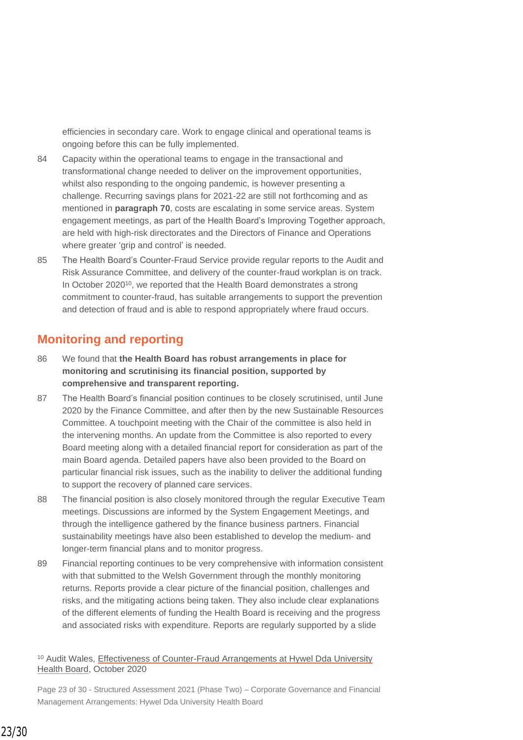efficiencies in secondary care. Work to engage clinical and operational teams is ongoing before this can be fully implemented.

84 Capacity within the operational teams to engage in the transactional and transformational change needed to deliver on the improvement opportunities, whilst also responding to the ongoing pandemic, is however presenting a challenge. Recurring savings plans for 2021-22 are still not forthcoming and as mentioned in **paragraph 70**, costs are escalating in some service areas. System engagement meetings, as part of the Health Board's Improving Together approach, are held with high-risk directorates and the Directors of Finance and Operations where greater 'grip and control' is needed.

85 The Health Board's Counter-Fraud Service provide regular reports to the Audit and Risk Assurance Committee, and delivery of the counter-fraud workplan is on track. In October 2020[10], we reported that the Health Board demonstrates a strong commitment to counter-fraud, has suitable arrangements to support the prevention and detection of fraud and is able to respond appropriately where fraud occurs.

## Monitoring and reporting

86 We found that **the Health Board has robust arrangements in place for monitoring and scrutinising its financial position, supported by comprehensive and transparent reporting.**

87 The Health Board's financial position continues to be closely scrutinised, until June 2020 by the Finance Committee, and after then by the new Sustainable Resources Committee. A touchpoint meeting with the Chair of the committee is also held in the intervening months. An update from the Committee is also reported to every Board meeting along with a detailed financial report for consideration as part of the main Board agenda. Detailed papers have also been provided to the Board on particular financial risk issues, such as the inability to deliver the additional funding to support the recovery of planned care services.

88 The financial position is also closely monitored through the regular Executive Team meetings. Discussions are informed by the System Engagement Meetings, and through the intelligence gathered by the finance business partners. Financial sustainability meetings have also been established to develop the medium- and longer-term financial plans and to monitor progress.

89 Financial reporting continues to be very comprehensive with information consistent with that submitted to the Welsh Government through the monthly monitoring returns. Reports provide a clear picture of the financial position, challenges and risks, and the mitigating actions being taken. They also include clear explanations of the different elements of funding the Health Board is receiving and the progress and associated risks with expenditure. Reports are regularly supported by a slide

[10] Audit Wales, Effectiveness of Counter-Fraud Arrangements at Hywel Dda University Health Board, October 2020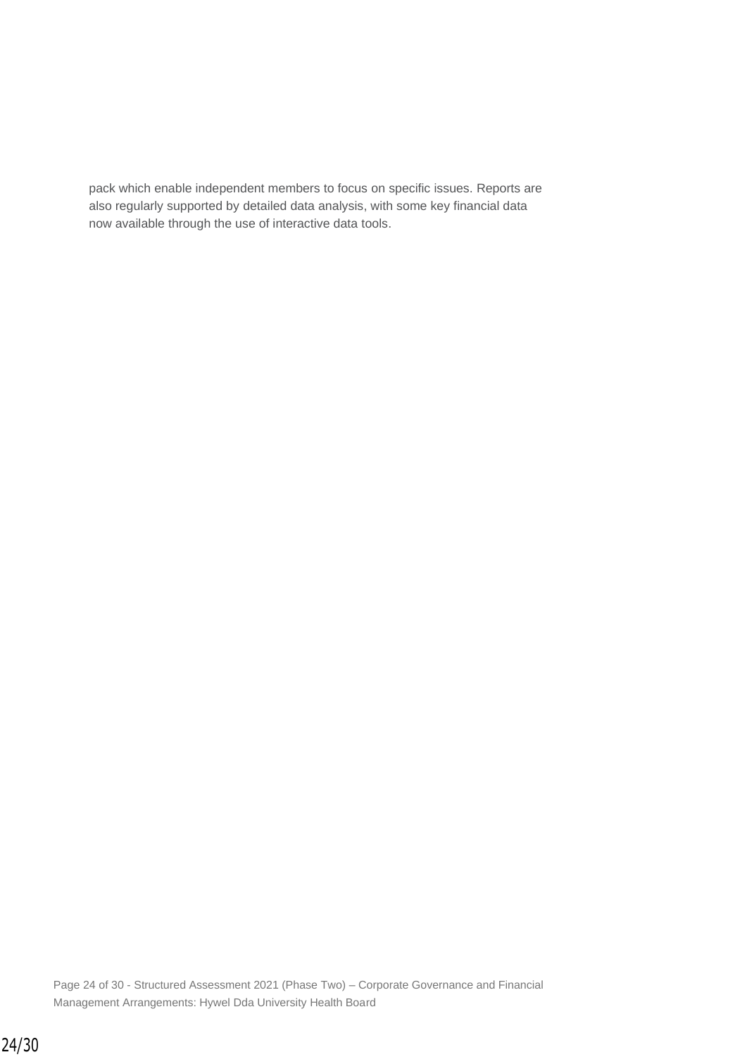pack which enable independent members to focus on specific issues. Reports are also regularly supported by detailed data analysis, with some key financial data now available through the use of interactive data tools.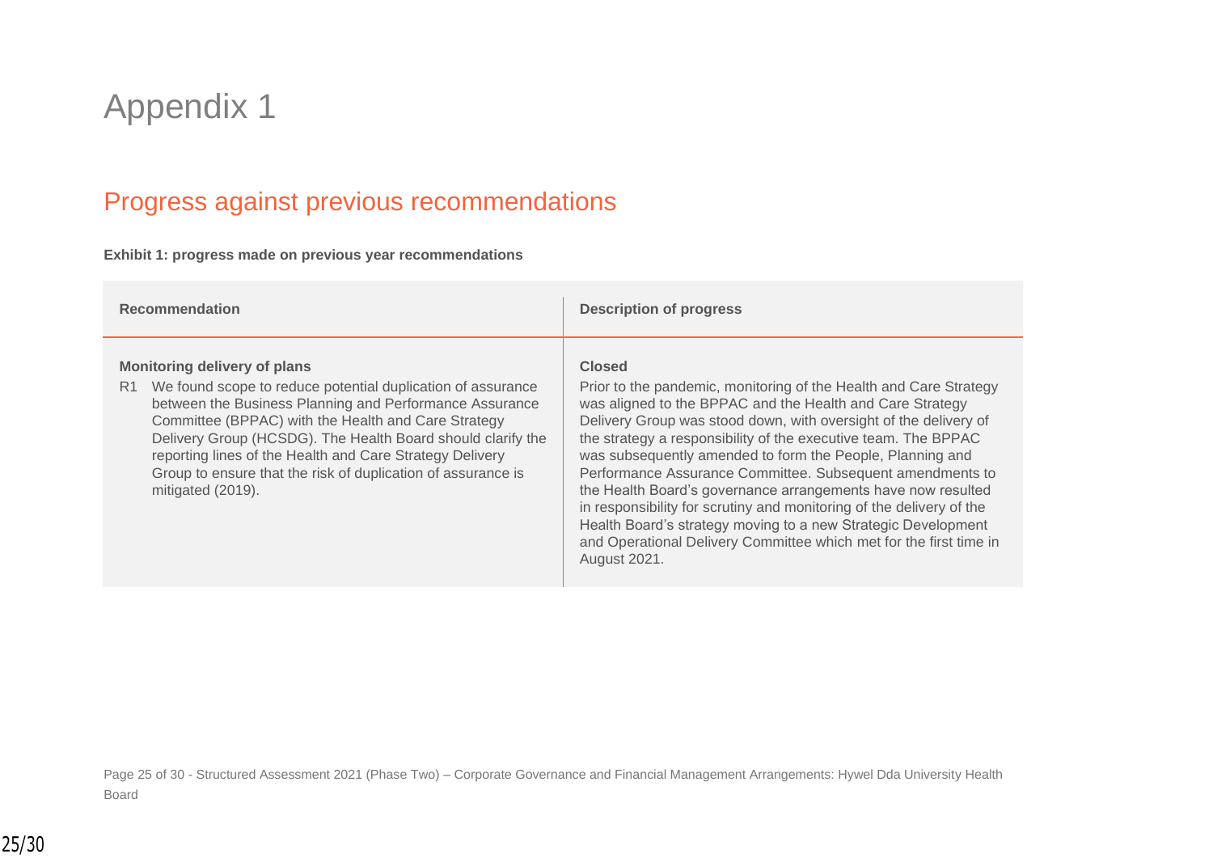# Appendix 1

## Progress against previous recommendations

**Exhibit 1: progress made on previous year recommendations**

| Recommendation | Description of progress |
|---|---|
| **Monitoring delivery of plans**<br>R1 We found scope to reduce potential duplication of assurance between the Business Planning and Performance Assurance Committee (BPPAC) with the Health and Care Strategy Delivery Group (HCSDG). The Health Board should clarify the reporting lines of the Health and Care Strategy Delivery Group to ensure that the risk of duplication of assurance is mitigated (2019). | **Closed**<br>Prior to the pandemic, monitoring of the Health and Care Strategy was aligned to the BPPAC and the Health and Care Strategy Delivery Group was stood down, with oversight of the delivery of the strategy a responsibility of the executive team. The BPPAC was subsequently amended to form the People, Planning and Performance Assurance Committee. Subsequent amendments to the Health Board's governance arrangements have now resulted in responsibility for scrutiny and monitoring of the delivery of the Health Board's strategy moving to a new Strategic Development and Operational Delivery Committee which met for the first time in August 2021. |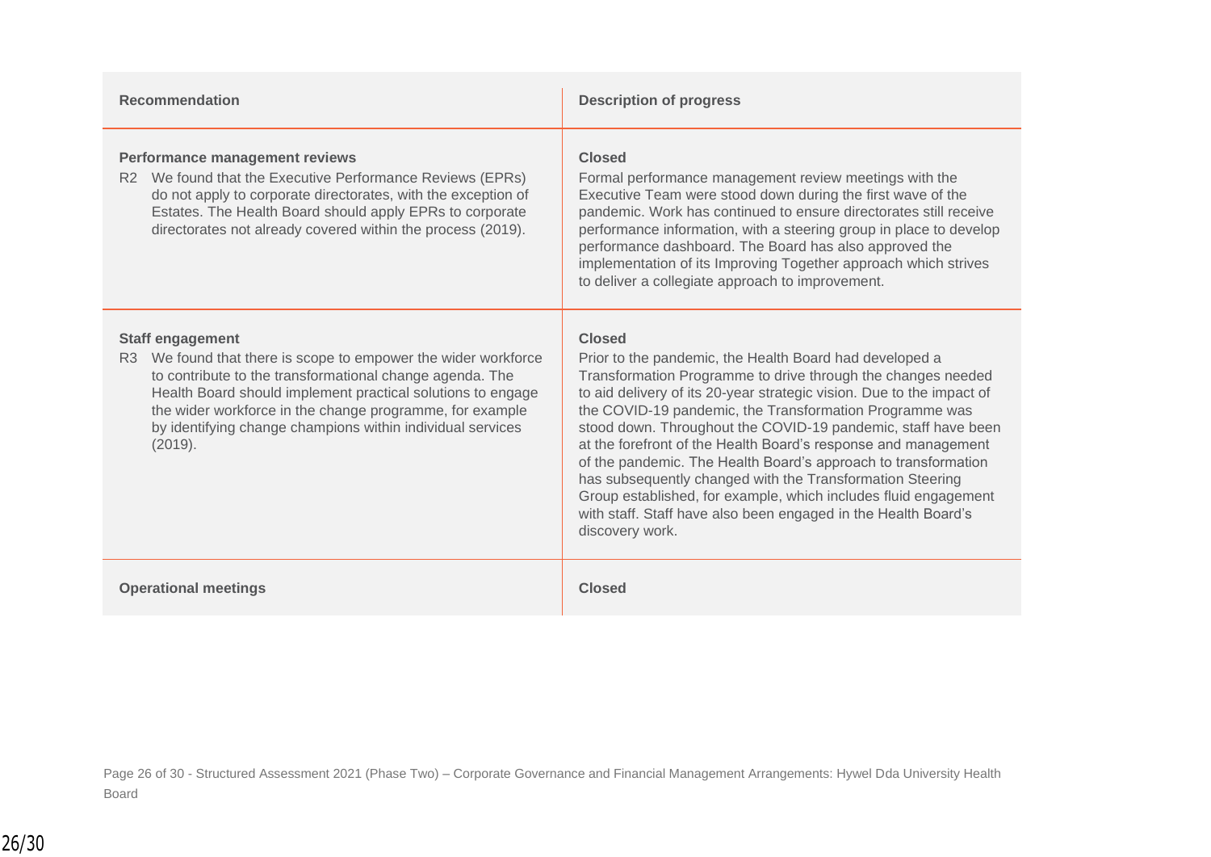| Recommendation | Description of progress |
|---|---|
| **Performance management reviews**<br>R2 We found that the Executive Performance Reviews (EPRs) do not apply to corporate directorates, with the exception of Estates. The Health Board should apply EPRs to corporate directorates not already covered within the process (2019). | **Closed**<br>Formal performance management review meetings with the Executive Team were stood down during the first wave of the pandemic. Work has continued to ensure directorates still receive performance information, with a steering group in place to develop performance dashboard. The Board has also approved the implementation of its Improving Together approach which strives to deliver a collegiate approach to improvement. |
| **Staff engagement**<br>R3 We found that there is scope to empower the wider workforce to contribute to the transformational change agenda. The Health Board should implement practical solutions to engage the wider workforce in the change programme, for example by identifying change champions within individual services (2019). | **Closed**<br>Prior to the pandemic, the Health Board had developed a Transformation Programme to drive through the changes needed to aid delivery of its 20-year strategic vision. Due to the impact of the COVID-19 pandemic, the Transformation Programme was stood down. Throughout the COVID-19 pandemic, staff have been at the forefront of the Health Board's response and management of the pandemic. The Health Board's approach to transformation has subsequently changed with the Transformation Steering Group established, for example, which includes fluid engagement with staff. Staff have also been engaged in the Health Board's discovery work. |
| **Operational meetings** | **Closed** |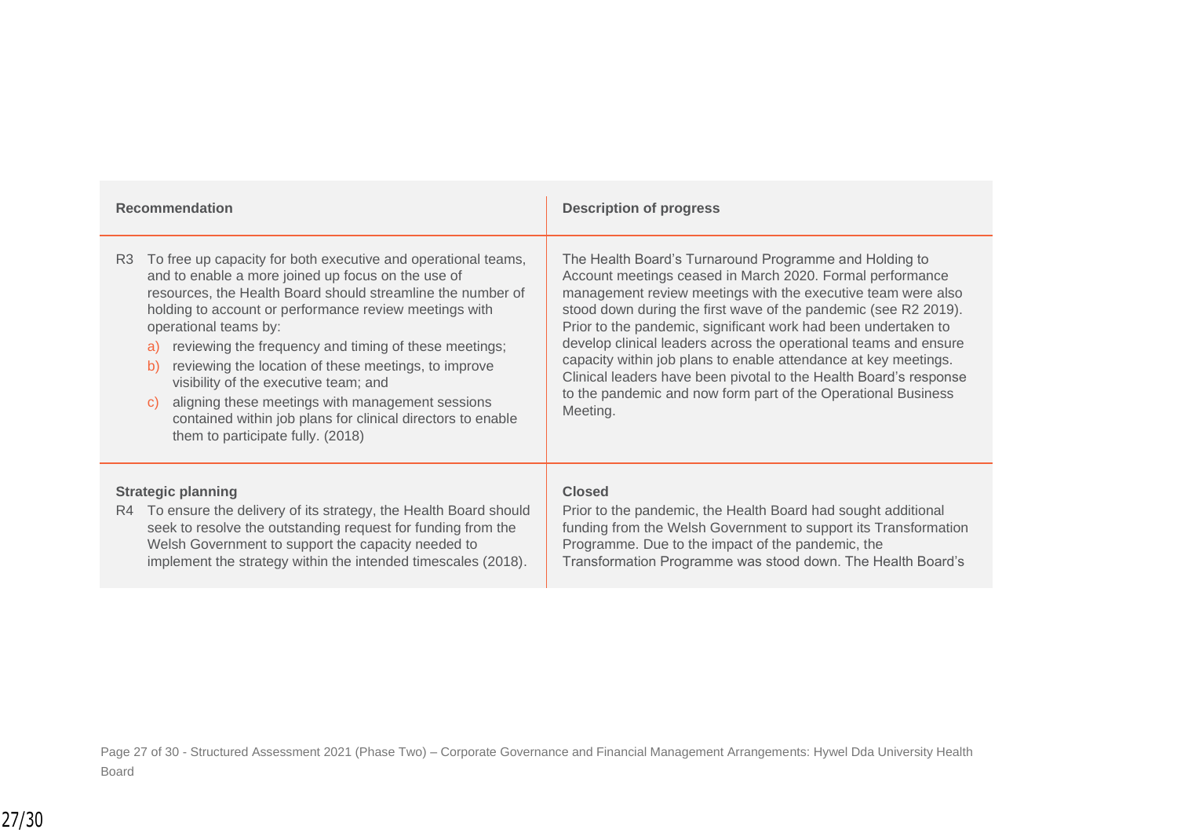| Recommendation | Description of progress |
| --- | --- |
| R3 To free up capacity for both executive and operational teams, and to enable a more joined up focus on the use of resources, the Health Board should streamline the number of holding to account or performance review meetings with operational teams by: <br> a) reviewing the frequency and timing of these meetings; <br> b) reviewing the location of these meetings, to improve visibility of the executive team; and <br> c) aligning these meetings with management sessions contained within job plans for clinical directors to enable them to participate fully. (2018) | The Health Board's Turnaround Programme and Holding to Account meetings ceased in March 2020. Formal performance management review meetings with the executive team were also stood down during the first wave of the pandemic (see R2 2019). Prior to the pandemic, significant work had been undertaken to develop clinical leaders across the operational teams and ensure capacity within job plans to enable attendance at key meetings. Clinical leaders have been pivotal to the Health Board's response to the pandemic and now form part of the Operational Business Meeting. |
| **Strategic planning** <br> R4 To ensure the delivery of its strategy, the Health Board should seek to resolve the outstanding request for funding from the Welsh Government to support the capacity needed to implement the strategy within the intended timescales (2018). | **Closed** <br> Prior to the pandemic, the Health Board had sought additional funding from the Welsh Government to support its Transformation Programme. Due to the impact of the pandemic, the Transformation Programme was stood down. The Health Board's |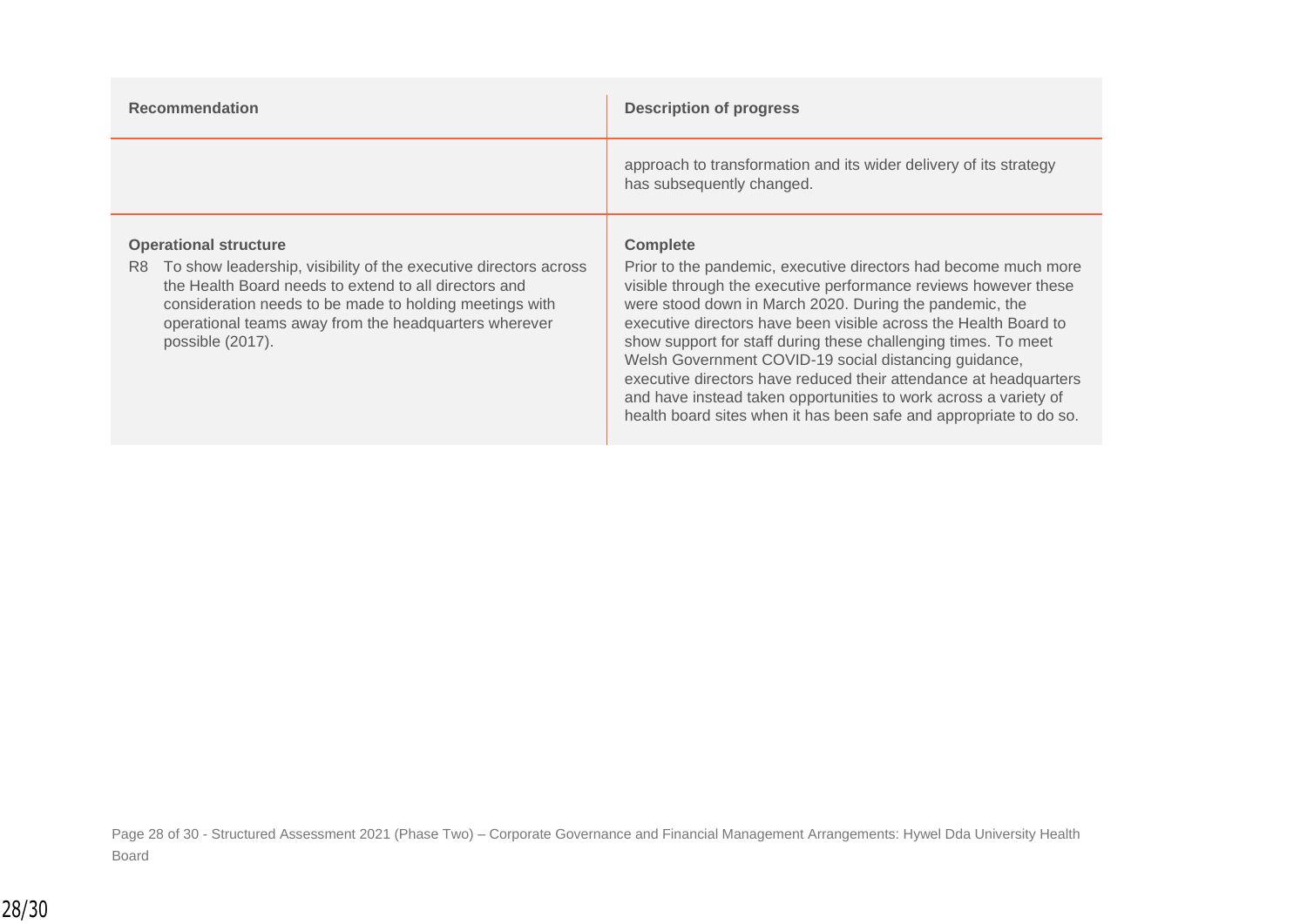| Recommendation | Description of progress |
| --- | --- |
| | approach to transformation and its wider delivery of its strategy has subsequently changed. |
| **Operational structure**<br>R8 To show leadership, visibility of the executive directors across the Health Board needs to extend to all directors and consideration needs to be made to holding meetings with operational teams away from the headquarters wherever possible (2017). | **Complete**<br>Prior to the pandemic, executive directors had become much more visible through the executive performance reviews however these were stood down in March 2020. During the pandemic, the executive directors have been visible across the Health Board to show support for staff during these challenging times. To meet Welsh Government COVID-19 social distancing guidance, executive directors have reduced their attendance at headquarters and have instead taken opportunities to work across a variety of health board sites when it has been safe and appropriate to do so. |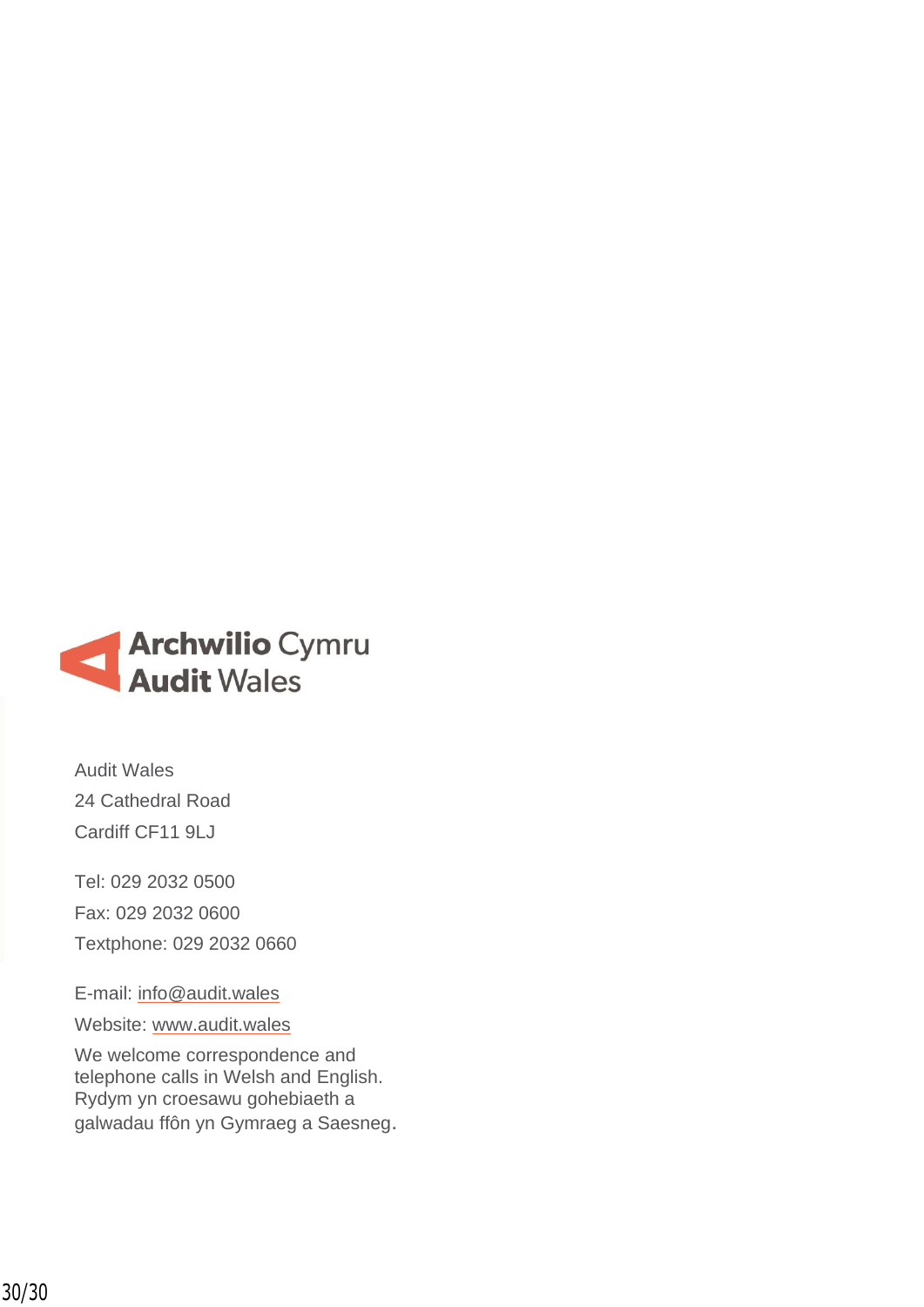Archwilio Cymru
Audit Wales

Audit Wales
24 Cathedral Road
Cardiff CF11 9LJ

Tel: 029 2032 0500
Fax: 029 2032 0600
Textphone: 029 2032 0660

E-mail: info@audit.wales
Website: www.audit.wales

We welcome correspondence and telephone calls in Welsh and English.
Rydym yn croesawu gohebiaeth a galwadau ffôn yn Gymraeg a Saesneg.